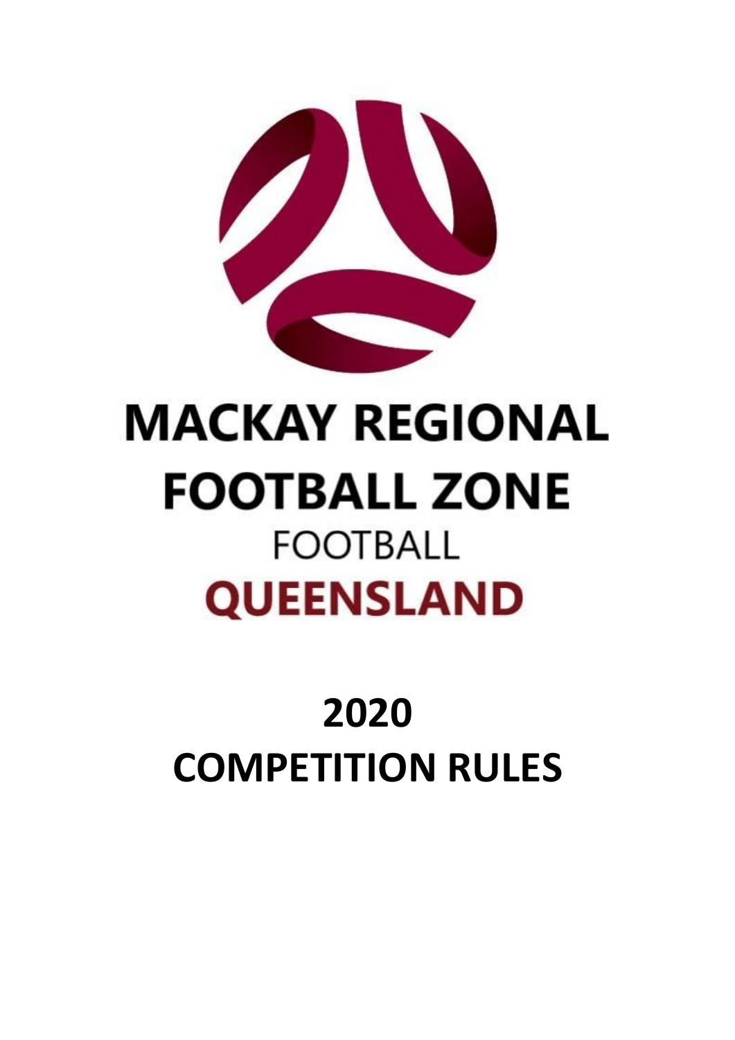# MACKAY REGIONAL FOOTBALL ZONE

FOOTBALL

QUEENSLAND

# 2020

# COMPETITION RULES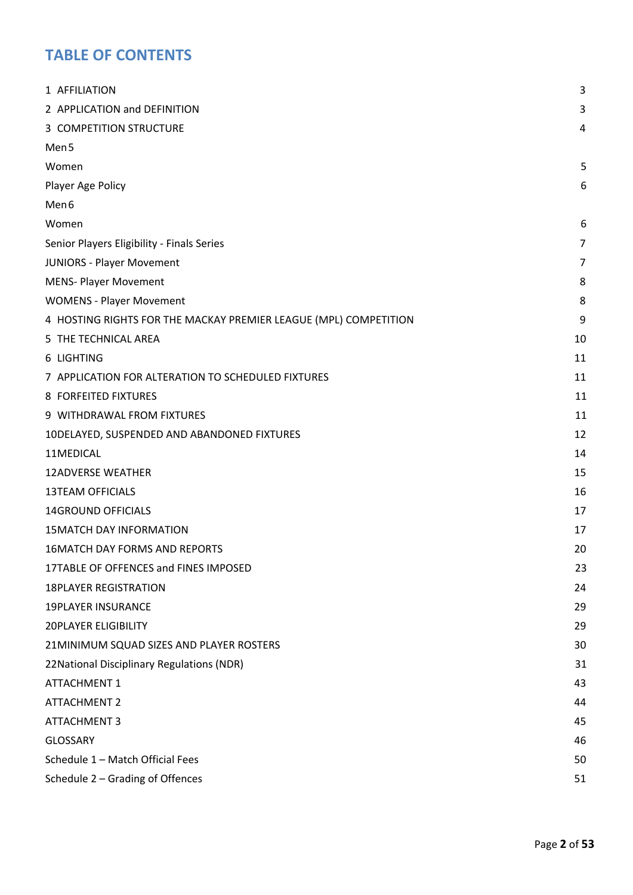# TABLE OF CONTENTS

| | |
|---|---|
| 1 AFFILIATION | 3 |
| 2 APPLICATION and DEFINITION | 3 |
| 3 COMPETITION STRUCTURE | 4 |
| Men 5 | |
| Women | 5 |
| Player Age Policy | 6 |
| Men 6 | |
| Women | 6 |
| Senior Players Eligibility - Finals Series | 7 |
| JUNIORS - Player Movement | 7 |
| MENS- Player Movement | 8 |
| WOMENS - Player Movement | 8 |
| 4 HOSTING RIGHTS FOR THE MACKAY PREMIER LEAGUE (MPL) COMPETITION | 9 |
| 5 THE TECHNICAL AREA | 10 |
| 6 LIGHTING | 11 |
| 7 APPLICATION FOR ALTERATION TO SCHEDULED FIXTURES | 11 |
| 8 FORFEITED FIXTURES | 11 |
| 9 WITHDRAWAL FROM FIXTURES | 11 |
| 10DELAYED, SUSPENDED AND ABANDONED FIXTURES | 12 |
| 11MEDICAL | 14 |
| 12ADVERSE WEATHER | 15 |
| 13TEAM OFFICIALS | 16 |
| 14GROUND OFFICIALS | 17 |
| 15MATCH DAY INFORMATION | 17 |
| 16MATCH DAY FORMS AND REPORTS | 20 |
| 17TABLE OF OFFENCES and FINES IMPOSED | 23 |
| 18PLAYER REGISTRATION | 24 |
| 19PLAYER INSURANCE | 29 |
| 20PLAYER ELIGIBILITY | 29 |
| 21MINIMUM SQUAD SIZES AND PLAYER ROSTERS | 30 |
| 22National Disciplinary Regulations (NDR) | 31 |
| ATTACHMENT 1 | 43 |
| ATTACHMENT 2 | 44 |
| ATTACHMENT 3 | 45 |
| GLOSSARY | 46 |
| Schedule 1 – Match Official Fees | 50 |
| Schedule 2 – Grading of Offences | 51 |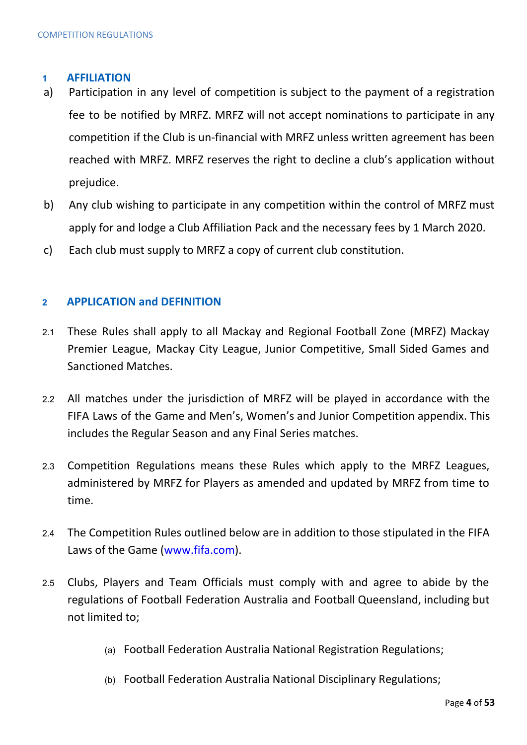## 1 AFFILIATION

a) Participation in any level of competition is subject to the payment of a registration fee to be notified by MRFZ. MRFZ will not accept nominations to participate in any competition if the Club is un-financial with MRFZ unless written agreement has been reached with MRFZ. MRFZ reserves the right to decline a club's application without prejudice.

b) Any club wishing to participate in any competition within the control of MRFZ must apply for and lodge a Club Affiliation Pack and the necessary fees by 1 March 2020.

c) Each club must supply to MRFZ a copy of current club constitution.

## 2 APPLICATION and DEFINITION

2.1 These Rules shall apply to all Mackay and Regional Football Zone (MRFZ) Mackay Premier League, Mackay City League, Junior Competitive, Small Sided Games and Sanctioned Matches.

2.2 All matches under the jurisdiction of MRFZ will be played in accordance with the FIFA Laws of the Game and Men's, Women's and Junior Competition appendix. This includes the Regular Season and any Final Series matches.

2.3 Competition Regulations means these Rules which apply to the MRFZ Leagues, administered by MRFZ for Players as amended and updated by MRFZ from time to time.

2.4 The Competition Rules outlined below are in addition to those stipulated in the FIFA Laws of the Game (www.fifa.com).

2.5 Clubs, Players and Team Officials must comply with and agree to abide by the regulations of Football Federation Australia and Football Queensland, including but not limited to;

(a) Football Federation Australia National Registration Regulations;

(b) Football Federation Australia National Disciplinary Regulations;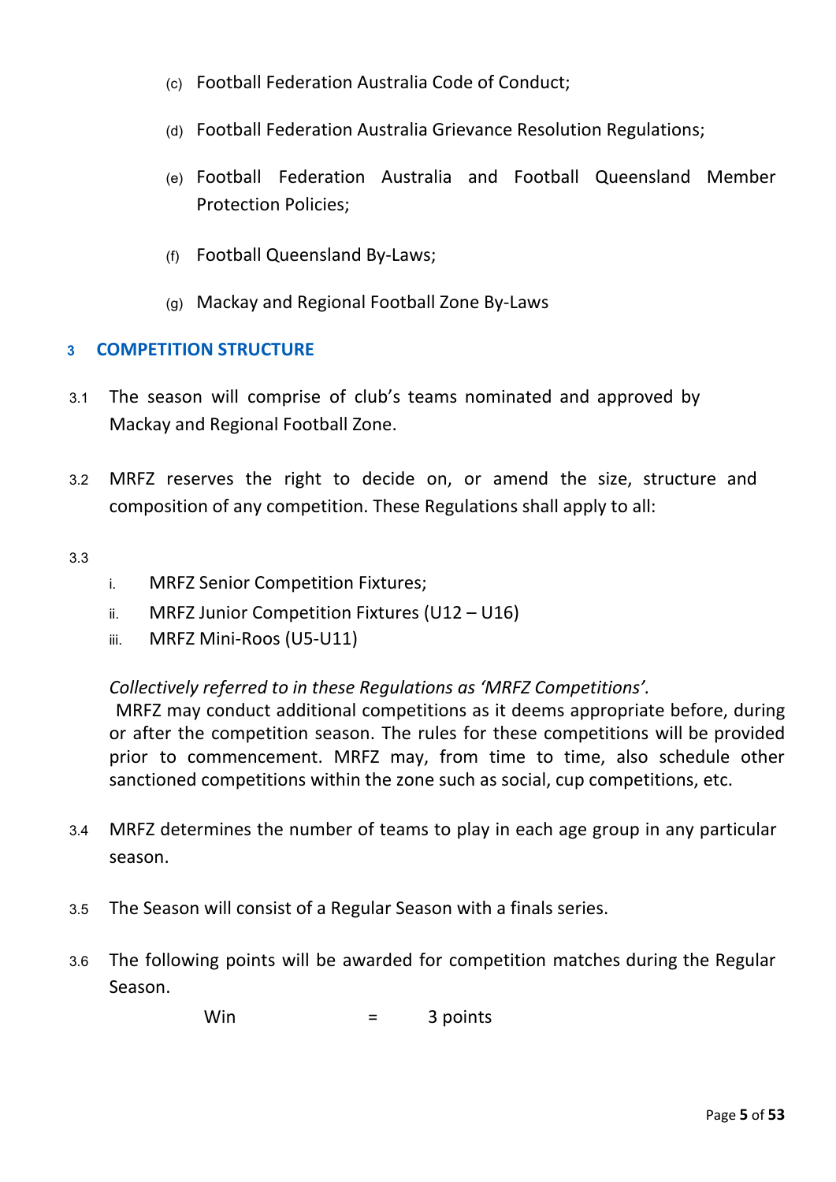(c) Football Federation Australia Code of Conduct;

(d) Football Federation Australia Grievance Resolution Regulations;

(e) Football Federation Australia and Football Queensland Member Protection Policies;

(f) Football Queensland By-Laws;

(g) Mackay and Regional Football Zone By-Laws

## 3 COMPETITION STRUCTURE

3.1 The season will comprise of club's teams nominated and approved by Mackay and Regional Football Zone.

3.2 MRFZ reserves the right to decide on, or amend the size, structure and composition of any competition. These Regulations shall apply to all:

3.3

i. MRFZ Senior Competition Fixtures;
ii. MRFZ Junior Competition Fixtures (U12 – U16)
iii. MRFZ Mini-Roos (U5-U11)

*Collectively referred to in these Regulations as 'MRFZ Competitions'.*
MRFZ may conduct additional competitions as it deems appropriate before, during or after the competition season. The rules for these competitions will be provided prior to commencement. MRFZ may, from time to time, also schedule other sanctioned competitions within the zone such as social, cup competitions, etc.

3.4 MRFZ determines the number of teams to play in each age group in any particular season.

3.5 The Season will consist of a Regular Season with a finals series.

3.6 The following points will be awarded for competition matches during the Regular Season.

Win = 3 points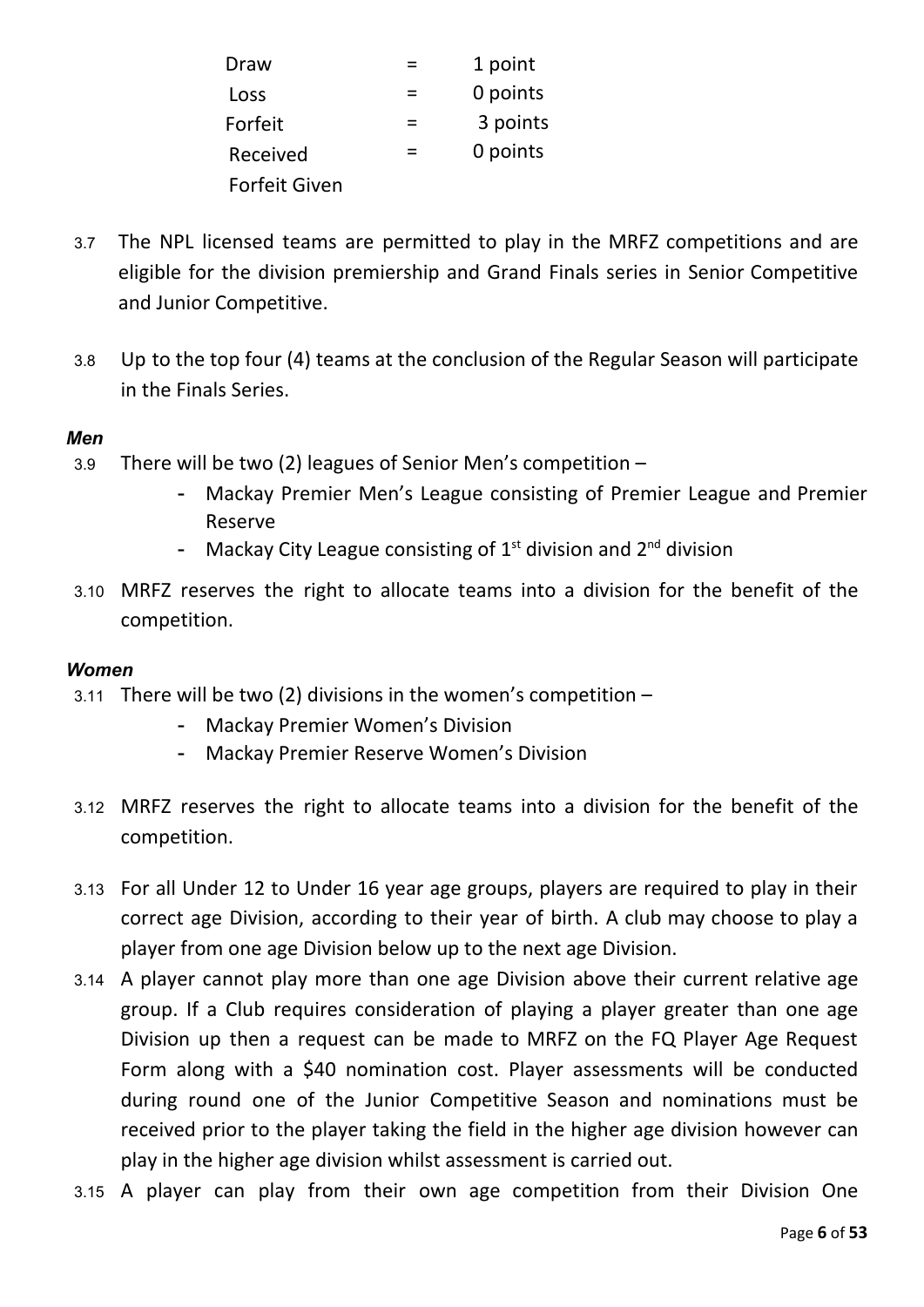| | | |
|---|---|---|
| Draw | = | 1 point |
| Loss | = | 0 points |
| Forfeit | = | 3 points |
| Received | = | 0 points |
| Forfeit Given | | |

3.7 The NPL licensed teams are permitted to play in the MRFZ competitions and are eligible for the division premiership and Grand Finals series in Senior Competitive and Junior Competitive.

3.8 Up to the top four (4) teams at the conclusion of the Regular Season will participate in the Finals Series.

***Men***

3.9 There will be two (2) leagues of Senior Men's competition –

- Mackay Premier Men's League consisting of Premier League and Premier Reserve
- Mackay City League consisting of 1st division and 2nd division

3.10 MRFZ reserves the right to allocate teams into a division for the benefit of the competition.

***Women***

3.11 There will be two (2) divisions in the women's competition –

- Mackay Premier Women's Division
- Mackay Premier Reserve Women's Division

3.12 MRFZ reserves the right to allocate teams into a division for the benefit of the competition.

3.13 For all Under 12 to Under 16 year age groups, players are required to play in their correct age Division, according to their year of birth. A club may choose to play a player from one age Division below up to the next age Division.

3.14 A player cannot play more than one age Division above their current relative age group. If a Club requires consideration of playing a player greater than one age Division up then a request can be made to MRFZ on the FQ Player Age Request Form along with a $40 nomination cost. Player assessments will be conducted during round one of the Junior Competitive Season and nominations must be received prior to the player taking the field in the higher age division however can play in the higher age division whilst assessment is carried out.

3.15 A player can play from their own age competition from their Division One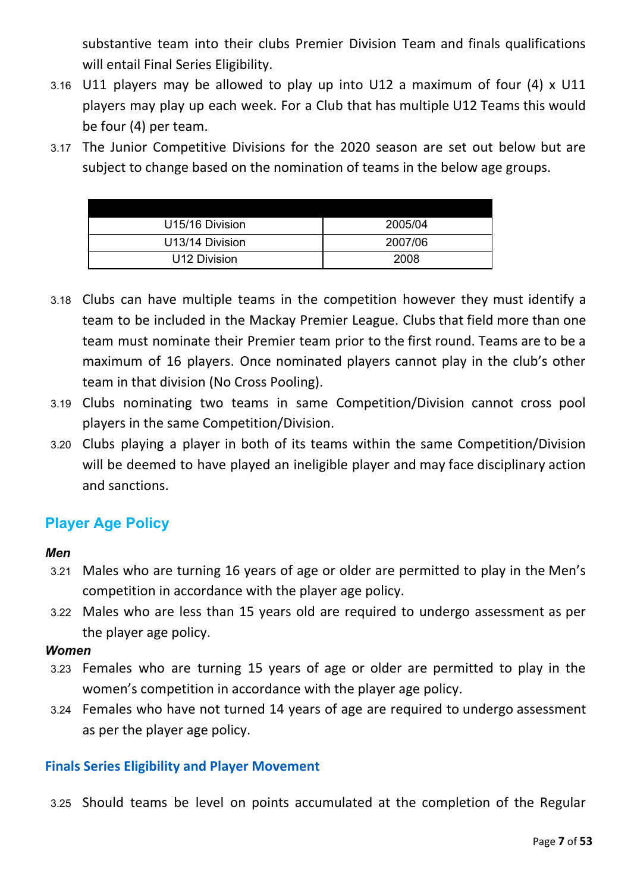substantive team into their clubs Premier Division Team and finals qualifications will entail Final Series Eligibility.

3.16 U11 players may be allowed to play up into U12 a maximum of four (4) x U11 players may play up each week. For a Club that has multiple U12 Teams this would be four (4) per team.

3.17 The Junior Competitive Divisions for the 2020 season are set out below but are subject to change based on the nomination of teams in the below age groups.

| | |
|---|---|
| U15/16 Division | 2005/04 |
| U13/14 Division | 2007/06 |
| U12 Division | 2008 |

3.18 Clubs can have multiple teams in the competition however they must identify a team to be included in the Mackay Premier League. Clubs that field more than one team must nominate their Premier team prior to the first round. Teams are to be a maximum of 16 players. Once nominated players cannot play in the club's other team in that division (No Cross Pooling).

3.19 Clubs nominating two teams in same Competition/Division cannot cross pool players in the same Competition/Division.

3.20 Clubs playing a player in both of its teams within the same Competition/Division will be deemed to have played an ineligible player and may face disciplinary action and sanctions.

## Player Age Policy

***Men***

3.21 Males who are turning 16 years of age or older are permitted to play in the Men's competition in accordance with the player age policy.

3.22 Males who are less than 15 years old are required to undergo assessment as per the player age policy.

***Women***

3.23 Females who are turning 15 years of age or older are permitted to play in the women's competition in accordance with the player age policy.

3.24 Females who have not turned 14 years of age are required to undergo assessment as per the player age policy.

### Finals Series Eligibility and Player Movement

3.25 Should teams be level on points accumulated at the completion of the Regular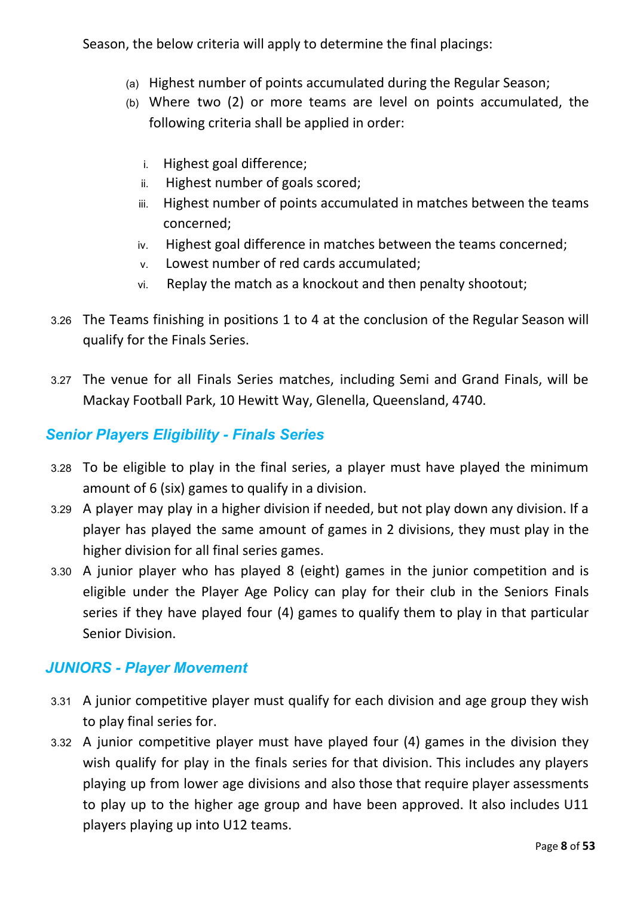Season, the below criteria will apply to determine the final placings:

- (a) Highest number of points accumulated during the Regular Season;
- (b) Where two (2) or more teams are level on points accumulated, the following criteria shall be applied in order:
    - i. Highest goal difference;
    - ii. Highest number of goals scored;
    - iii. Highest number of points accumulated in matches between the teams concerned;
    - iv. Highest goal difference in matches between the teams concerned;
    - v. Lowest number of red cards accumulated;
    - vi. Replay the match as a knockout and then penalty shootout;

3.26 The Teams finishing in positions 1 to 4 at the conclusion of the Regular Season will qualify for the Finals Series.

3.27 The venue for all Finals Series matches, including Semi and Grand Finals, will be Mackay Football Park, 10 Hewitt Way, Glenella, Queensland, 4740.

## *Senior Players Eligibility - Finals Series*

3.28 To be eligible to play in the final series, a player must have played the minimum amount of 6 (six) games to qualify in a division.

3.29 A player may play in a higher division if needed, but not play down any division. If a player has played the same amount of games in 2 divisions, they must play in the higher division for all final series games.

3.30 A junior player who has played 8 (eight) games in the junior competition and is eligible under the Player Age Policy can play for their club in the Seniors Finals series if they have played four (4) games to qualify them to play in that particular Senior Division.

## *JUNIORS - Player Movement*

3.31 A junior competitive player must qualify for each division and age group they wish to play final series for.

3.32 A junior competitive player must have played four (4) games in the division they wish qualify for play in the finals series for that division. This includes any players playing up from lower age divisions and also those that require player assessments to play up to the higher age group and have been approved. It also includes U11 players playing up into U12 teams.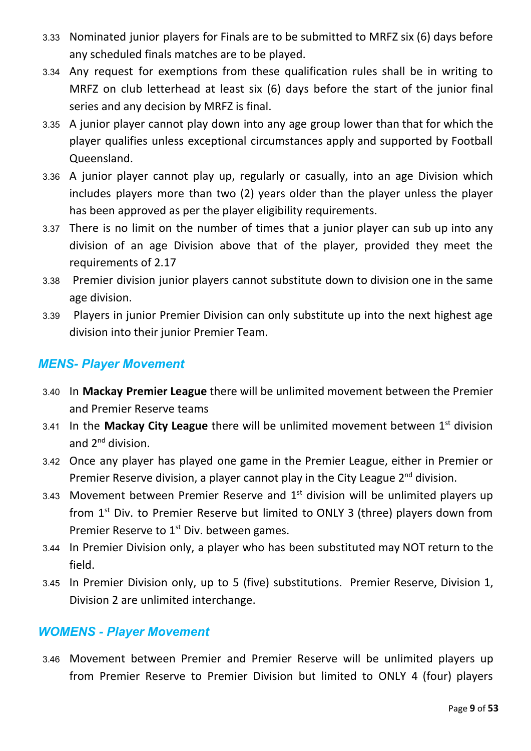3.33 Nominated junior players for Finals are to be submitted to MRFZ six (6) days before any scheduled finals matches are to be played.

3.34 Any request for exemptions from these qualification rules shall be in writing to MRFZ on club letterhead at least six (6) days before the start of the junior final series and any decision by MRFZ is final.

3.35 A junior player cannot play down into any age group lower than that for which the player qualifies unless exceptional circumstances apply and supported by Football Queensland.

3.36 A junior player cannot play up, regularly or casually, into an age Division which includes players more than two (2) years older than the player unless the player has been approved as per the player eligibility requirements.

3.37 There is no limit on the number of times that a junior player can sub up into any division of an age Division above that of the player, provided they meet the requirements of 2.17

3.38 Premier division junior players cannot substitute down to division one in the same age division.

3.39 Players in junior Premier Division can only substitute up into the next highest age division into their junior Premier Team.

## *MENS- Player Movement*

3.40 In **Mackay Premier League** there will be unlimited movement between the Premier and Premier Reserve teams

3.41 In the **Mackay City League** there will be unlimited movement between 1st division and 2nd division.

3.42 Once any player has played one game in the Premier League, either in Premier or Premier Reserve division, a player cannot play in the City League 2nd division.

3.43 Movement between Premier Reserve and 1st division will be unlimited players up from 1st Div. to Premier Reserve but limited to ONLY 3 (three) players down from Premier Reserve to 1st Div. between games.

3.44 In Premier Division only, a player who has been substituted may NOT return to the field.

3.45 In Premier Division only, up to 5 (five) substitutions. Premier Reserve, Division 1, Division 2 are unlimited interchange.

## *WOMENS - Player Movement*

3.46 Movement between Premier and Premier Reserve will be unlimited players up from Premier Reserve to Premier Division but limited to ONLY 4 (four) players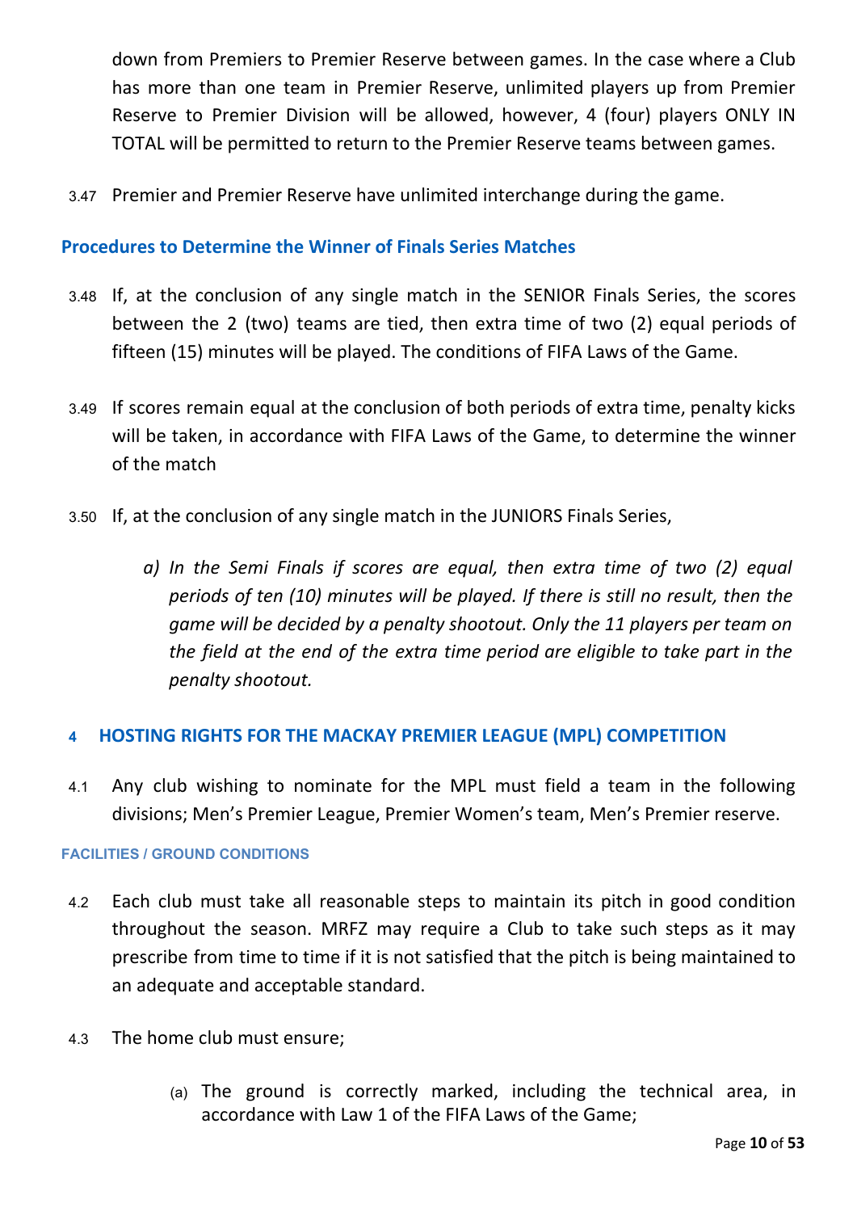down from Premiers to Premier Reserve between games. In the case where a Club has more than one team in Premier Reserve, unlimited players up from Premier Reserve to Premier Division will be allowed, however, 4 (four) players ONLY IN TOTAL will be permitted to return to the Premier Reserve teams between games.

3.47 Premier and Premier Reserve have unlimited interchange during the game.

### Procedures to Determine the Winner of Finals Series Matches

3.48 If, at the conclusion of any single match in the SENIOR Finals Series, the scores between the 2 (two) teams are tied, then extra time of two (2) equal periods of fifteen (15) minutes will be played. The conditions of FIFA Laws of the Game.

3.49 If scores remain equal at the conclusion of both periods of extra time, penalty kicks will be taken, in accordance with FIFA Laws of the Game, to determine the winner of the match

3.50 If, at the conclusion of any single match in the JUNIORS Finals Series,

*a) In the Semi Finals if scores are equal, then extra time of two (2) equal periods of ten (10) minutes will be played. If there is still no result, then the game will be decided by a penalty shootout. Only the 11 players per team on the field at the end of the extra time period are eligible to take part in the penalty shootout.*

## 4 HOSTING RIGHTS FOR THE MACKAY PREMIER LEAGUE (MPL) COMPETITION

4.1 Any club wishing to nominate for the MPL must field a team in the following divisions; Men's Premier League, Premier Women's team, Men's Premier reserve.

#### FACILITIES / GROUND CONDITIONS

4.2 Each club must take all reasonable steps to maintain its pitch in good condition throughout the season. MRFZ may require a Club to take such steps as it may prescribe from time to time if it is not satisfied that the pitch is being maintained to an adequate and acceptable standard.

4.3 The home club must ensure;

(a) The ground is correctly marked, including the technical area, in accordance with Law 1 of the FIFA Laws of the Game;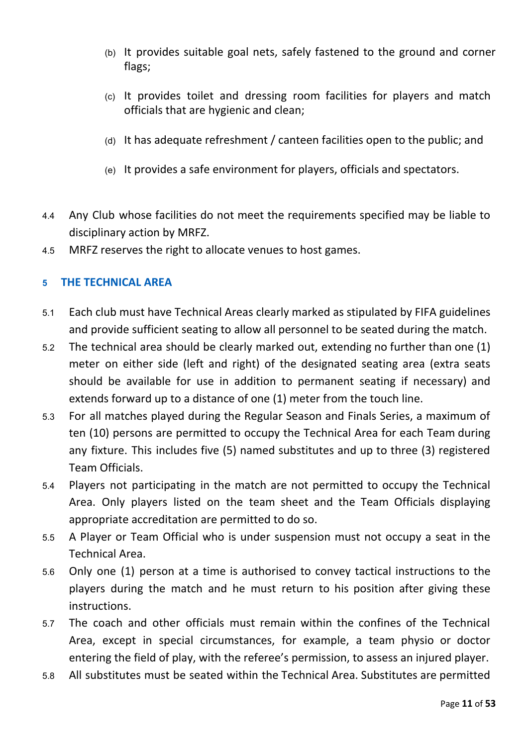(b) It provides suitable goal nets, safely fastened to the ground and corner flags;

(c) It provides toilet and dressing room facilities for players and match officials that are hygienic and clean;

(d) It has adequate refreshment / canteen facilities open to the public; and

(e) It provides a safe environment for players, officials and spectators.

4.4 Any Club whose facilities do not meet the requirements specified may be liable to disciplinary action by MRFZ.

4.5 MRFZ reserves the right to allocate venues to host games.

## 5 THE TECHNICAL AREA

5.1 Each club must have Technical Areas clearly marked as stipulated by FIFA guidelines and provide sufficient seating to allow all personnel to be seated during the match.

5.2 The technical area should be clearly marked out, extending no further than one (1) meter on either side (left and right) of the designated seating area (extra seats should be available for use in addition to permanent seating if necessary) and extends forward up to a distance of one (1) meter from the touch line.

5.3 For all matches played during the Regular Season and Finals Series, a maximum of ten (10) persons are permitted to occupy the Technical Area for each Team during any fixture. This includes five (5) named substitutes and up to three (3) registered Team Officials.

5.4 Players not participating in the match are not permitted to occupy the Technical Area. Only players listed on the team sheet and the Team Officials displaying appropriate accreditation are permitted to do so.

5.5 A Player or Team Official who is under suspension must not occupy a seat in the Technical Area.

5.6 Only one (1) person at a time is authorised to convey tactical instructions to the players during the match and he must return to his position after giving these instructions.

5.7 The coach and other officials must remain within the confines of the Technical Area, except in special circumstances, for example, a team physio or doctor entering the field of play, with the referee's permission, to assess an injured player.

5.8 All substitutes must be seated within the Technical Area. Substitutes are permitted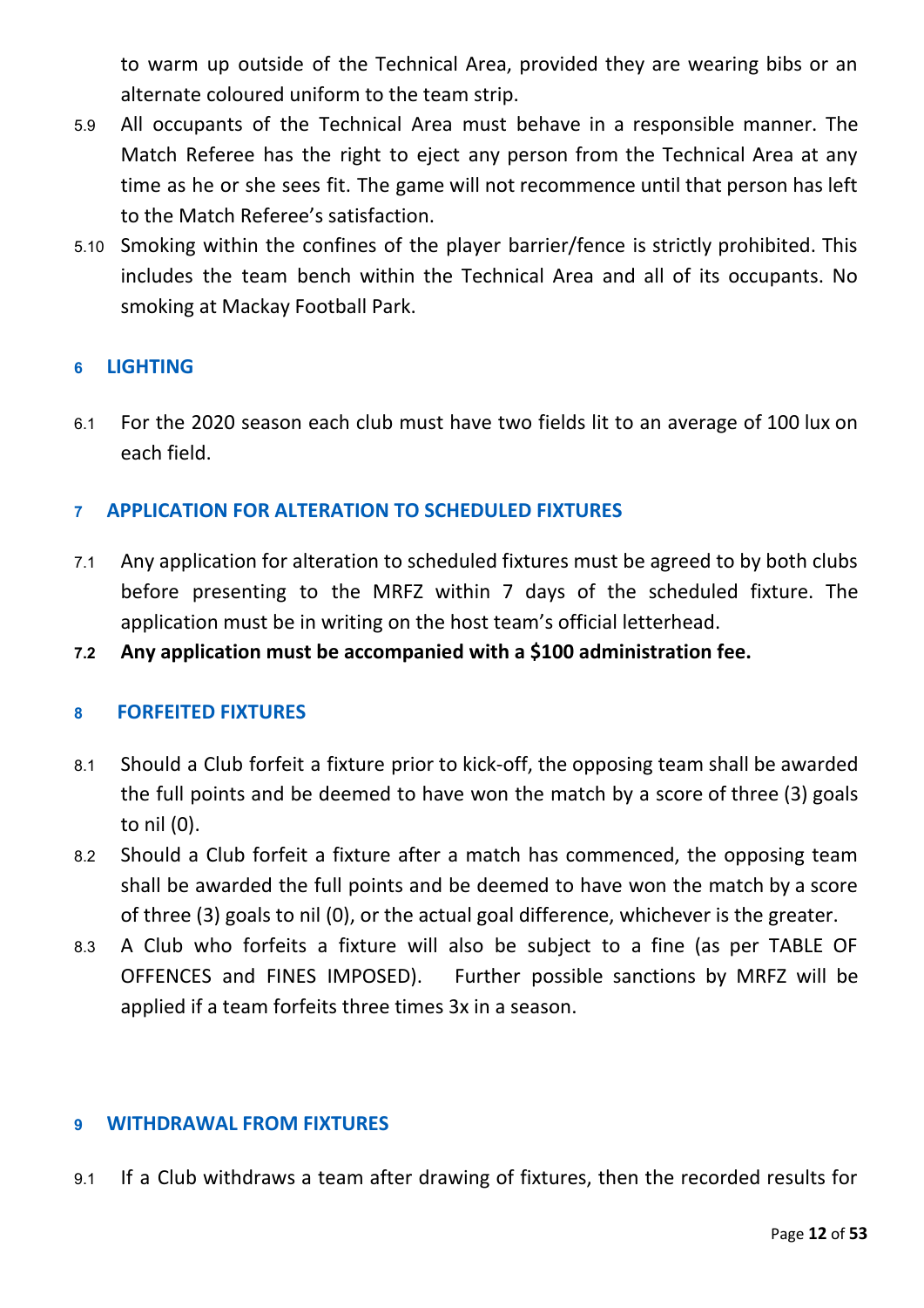to warm up outside of the Technical Area, provided they are wearing bibs or an alternate coloured uniform to the team strip.

5.9 All occupants of the Technical Area must behave in a responsible manner. The Match Referee has the right to eject any person from the Technical Area at any time as he or she sees fit. The game will not recommence until that person has left to the Match Referee's satisfaction.

5.10 Smoking within the confines of the player barrier/fence is strictly prohibited. This includes the team bench within the Technical Area and all of its occupants. No smoking at Mackay Football Park.

## 6 LIGHTING

6.1 For the 2020 season each club must have two fields lit to an average of 100 lux on each field.

## 7 APPLICATION FOR ALTERATION TO SCHEDULED FIXTURES

7.1 Any application for alteration to scheduled fixtures must be agreed to by both clubs before presenting to the MRFZ within 7 days of the scheduled fixture. The application must be in writing on the host team's official letterhead.

**7.2 Any application must be accompanied with a $100 administration fee.**

## 8 FORFEITED FIXTURES

8.1 Should a Club forfeit a fixture prior to kick-off, the opposing team shall be awarded the full points and be deemed to have won the match by a score of three (3) goals to nil (0).

8.2 Should a Club forfeit a fixture after a match has commenced, the opposing team shall be awarded the full points and be deemed to have won the match by a score of three (3) goals to nil (0), or the actual goal difference, whichever is the greater.

8.3 A Club who forfeits a fixture will also be subject to a fine (as per TABLE OF OFFENCES and FINES IMPOSED). Further possible sanctions by MRFZ will be applied if a team forfeits three times 3x in a season.

## 9 WITHDRAWAL FROM FIXTURES

9.1 If a Club withdraws a team after drawing of fixtures, then the recorded results for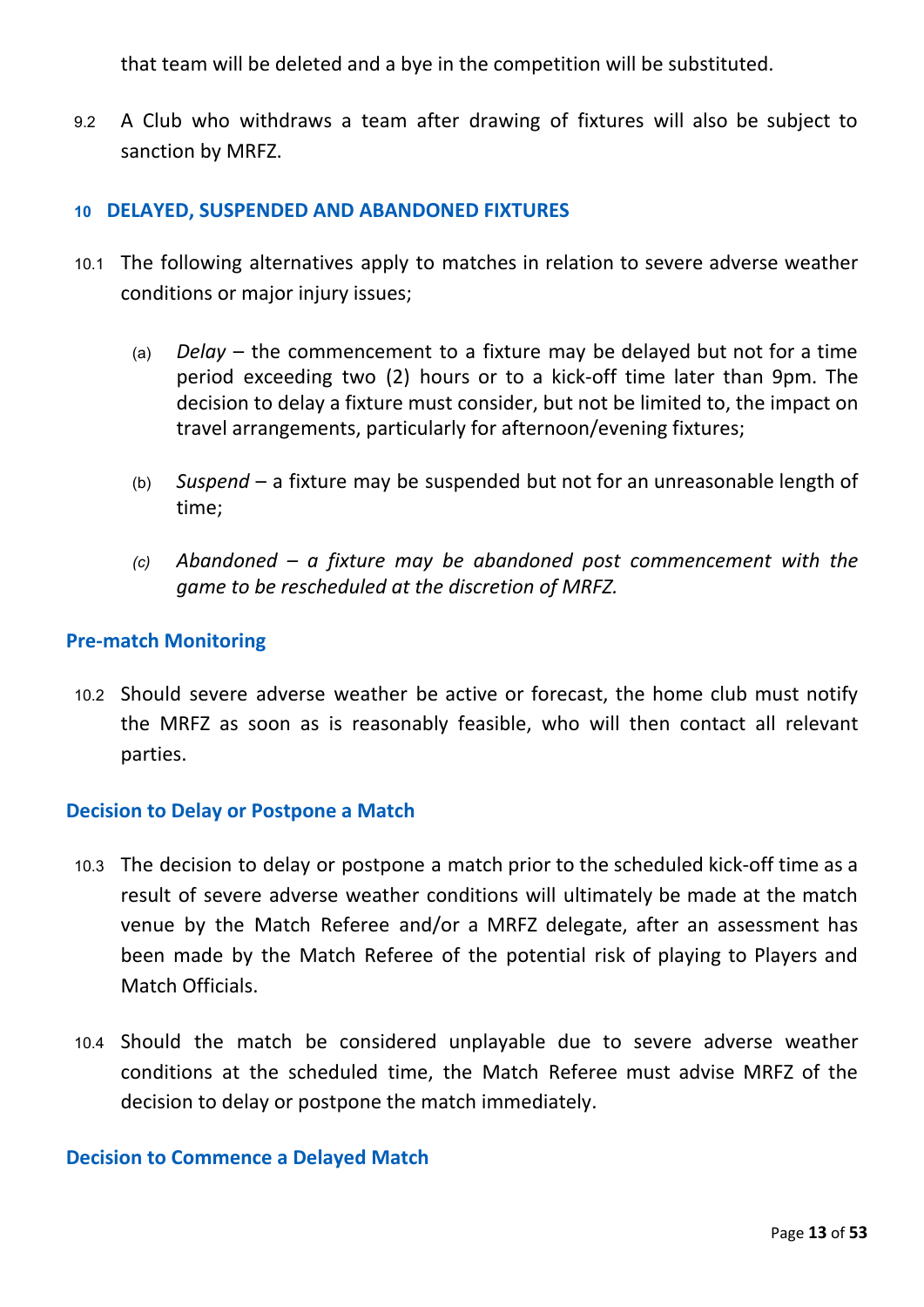that team will be deleted and a bye in the competition will be substituted.

9.2 A Club who withdraws a team after drawing of fixtures will also be subject to sanction by MRFZ.

## 10 DELAYED, SUSPENDED AND ABANDONED FIXTURES

10.1 The following alternatives apply to matches in relation to severe adverse weather conditions or major injury issues;

(a) *Delay* – the commencement to a fixture may be delayed but not for a time period exceeding two (2) hours or to a kick-off time later than 9pm. The decision to delay a fixture must consider, but not be limited to, the impact on travel arrangements, particularly for afternoon/evening fixtures;

(b) *Suspend* – a fixture may be suspended but not for an unreasonable length of time;

*(c) Abandoned – a fixture may be abandoned post commencement with the game to be rescheduled at the discretion of MRFZ.*

### Pre-match Monitoring

10.2 Should severe adverse weather be active or forecast, the home club must notify the MRFZ as soon as is reasonably feasible, who will then contact all relevant parties.

### Decision to Delay or Postpone a Match

10.3 The decision to delay or postpone a match prior to the scheduled kick-off time as a result of severe adverse weather conditions will ultimately be made at the match venue by the Match Referee and/or a MRFZ delegate, after an assessment has been made by the Match Referee of the potential risk of playing to Players and Match Officials.

10.4 Should the match be considered unplayable due to severe adverse weather conditions at the scheduled time, the Match Referee must advise MRFZ of the decision to delay or postpone the match immediately.

### Decision to Commence a Delayed Match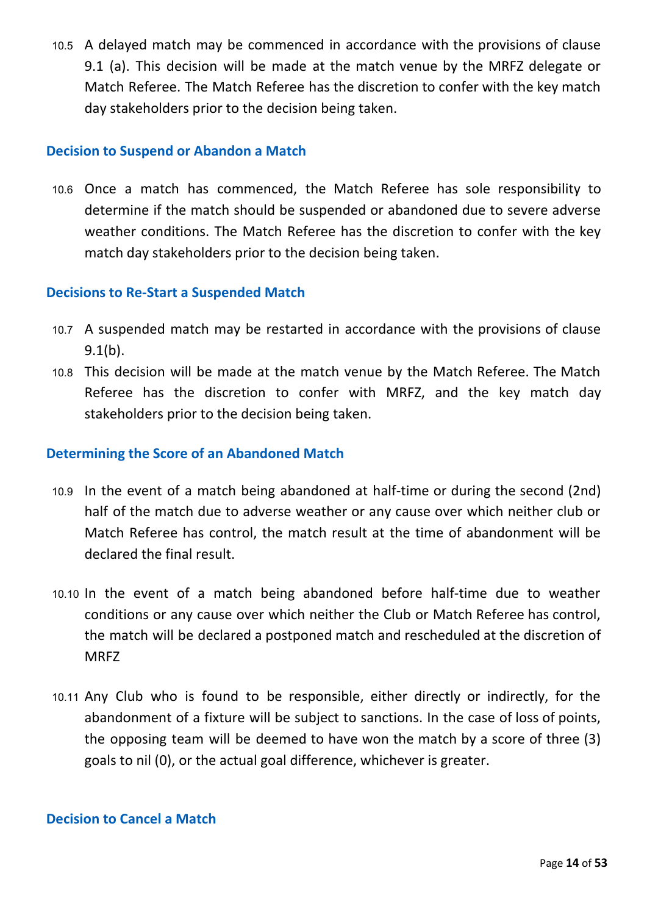10.5 A delayed match may be commenced in accordance with the provisions of clause 9.1 (a). This decision will be made at the match venue by the MRFZ delegate or Match Referee. The Match Referee has the discretion to confer with the key match day stakeholders prior to the decision being taken.

### Decision to Suspend or Abandon a Match

10.6 Once a match has commenced, the Match Referee has sole responsibility to determine if the match should be suspended or abandoned due to severe adverse weather conditions. The Match Referee has the discretion to confer with the key match day stakeholders prior to the decision being taken.

### Decisions to Re-Start a Suspended Match

10.7 A suspended match may be restarted in accordance with the provisions of clause 9.1(b).

10.8 This decision will be made at the match venue by the Match Referee. The Match Referee has the discretion to confer with MRFZ, and the key match day stakeholders prior to the decision being taken.

### Determining the Score of an Abandoned Match

10.9 In the event of a match being abandoned at half-time or during the second (2nd) half of the match due to adverse weather or any cause over which neither club or Match Referee has control, the match result at the time of abandonment will be declared the final result.

10.10 In the event of a match being abandoned before half-time due to weather conditions or any cause over which neither the Club or Match Referee has control, the match will be declared a postponed match and rescheduled at the discretion of MRFZ

10.11 Any Club who is found to be responsible, either directly or indirectly, for the abandonment of a fixture will be subject to sanctions. In the case of loss of points, the opposing team will be deemed to have won the match by a score of three (3) goals to nil (0), or the actual goal difference, whichever is greater.

### Decision to Cancel a Match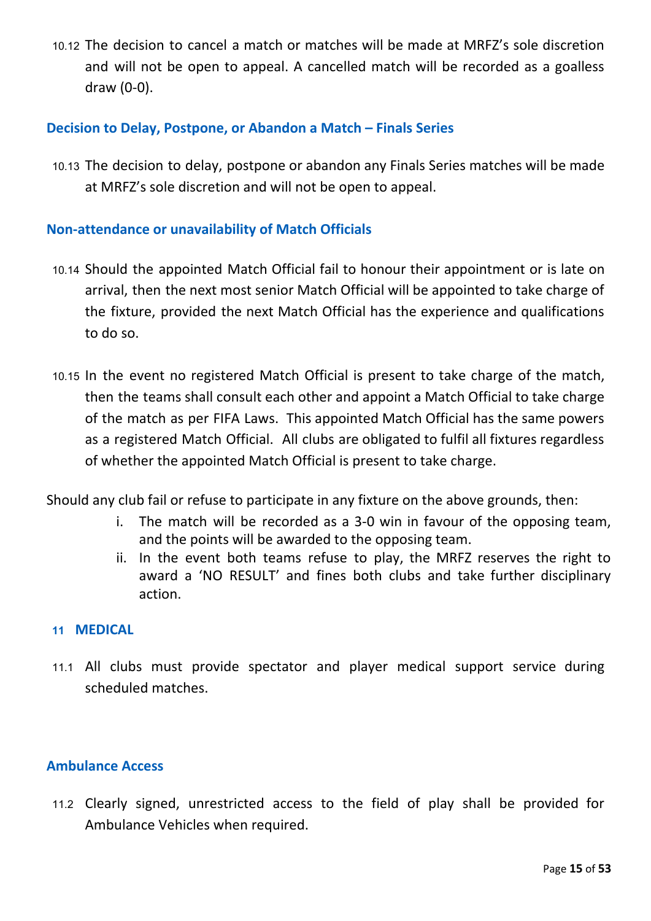10.12 The decision to cancel a match or matches will be made at MRFZ's sole discretion and will not be open to appeal. A cancelled match will be recorded as a goalless draw (0-0).

### Decision to Delay, Postpone, or Abandon a Match – Finals Series

10.13 The decision to delay, postpone or abandon any Finals Series matches will be made at MRFZ's sole discretion and will not be open to appeal.

### Non-attendance or unavailability of Match Officials

10.14 Should the appointed Match Official fail to honour their appointment or is late on arrival, then the next most senior Match Official will be appointed to take charge of the fixture, provided the next Match Official has the experience and qualifications to do so.

10.15 In the event no registered Match Official is present to take charge of the match, then the teams shall consult each other and appoint a Match Official to take charge of the match as per FIFA Laws. This appointed Match Official has the same powers as a registered Match Official. All clubs are obligated to fulfil all fixtures regardless of whether the appointed Match Official is present to take charge.

Should any club fail or refuse to participate in any fixture on the above grounds, then:

i. The match will be recorded as a 3-0 win in favour of the opposing team, and the points will be awarded to the opposing team.
ii. In the event both teams refuse to play, the MRFZ reserves the right to award a 'NO RESULT' and fines both clubs and take further disciplinary action.

## 11 MEDICAL

11.1 All clubs must provide spectator and player medical support service during scheduled matches.

### Ambulance Access

11.2 Clearly signed, unrestricted access to the field of play shall be provided for Ambulance Vehicles when required.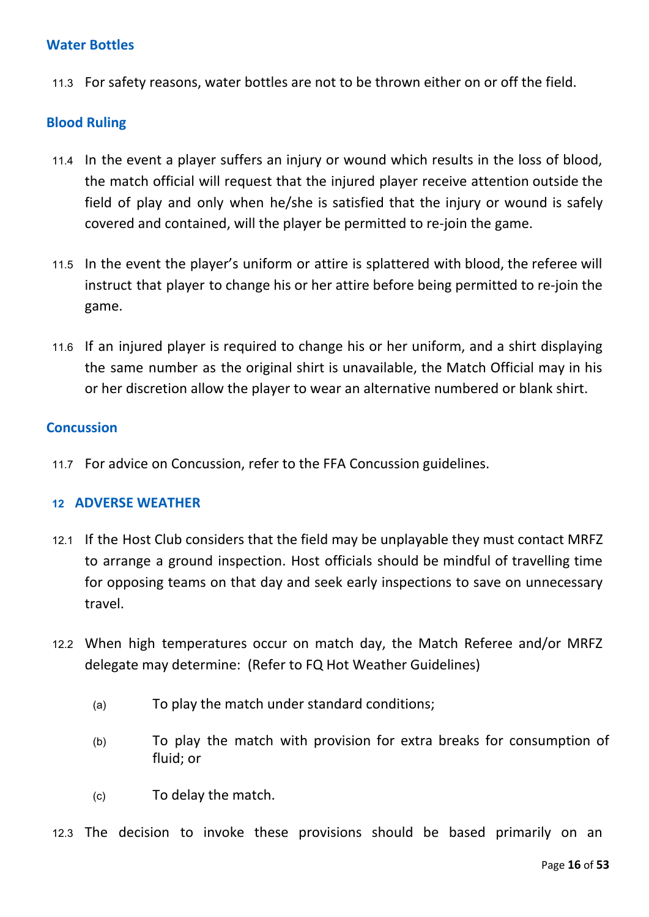### Water Bottles

11.3 For safety reasons, water bottles are not to be thrown either on or off the field.

### Blood Ruling

11.4 In the event a player suffers an injury or wound which results in the loss of blood, the match official will request that the injured player receive attention outside the field of play and only when he/she is satisfied that the injury or wound is safely covered and contained, will the player be permitted to re-join the game.

11.5 In the event the player's uniform or attire is splattered with blood, the referee will instruct that player to change his or her attire before being permitted to re-join the game.

11.6 If an injured player is required to change his or her uniform, and a shirt displaying the same number as the original shirt is unavailable, the Match Official may in his or her discretion allow the player to wear an alternative numbered or blank shirt.

### Concussion

11.7 For advice on Concussion, refer to the FFA Concussion guidelines.

## 12 ADVERSE WEATHER

12.1 If the Host Club considers that the field may be unplayable they must contact MRFZ to arrange a ground inspection. Host officials should be mindful of travelling time for opposing teams on that day and seek early inspections to save on unnecessary travel.

12.2 When high temperatures occur on match day, the Match Referee and/or MRFZ delegate may determine: (Refer to FQ Hot Weather Guidelines)

(a) To play the match under standard conditions;

(b) To play the match with provision for extra breaks for consumption of fluid; or

(c) To delay the match.

12.3 The decision to invoke these provisions should be based primarily on an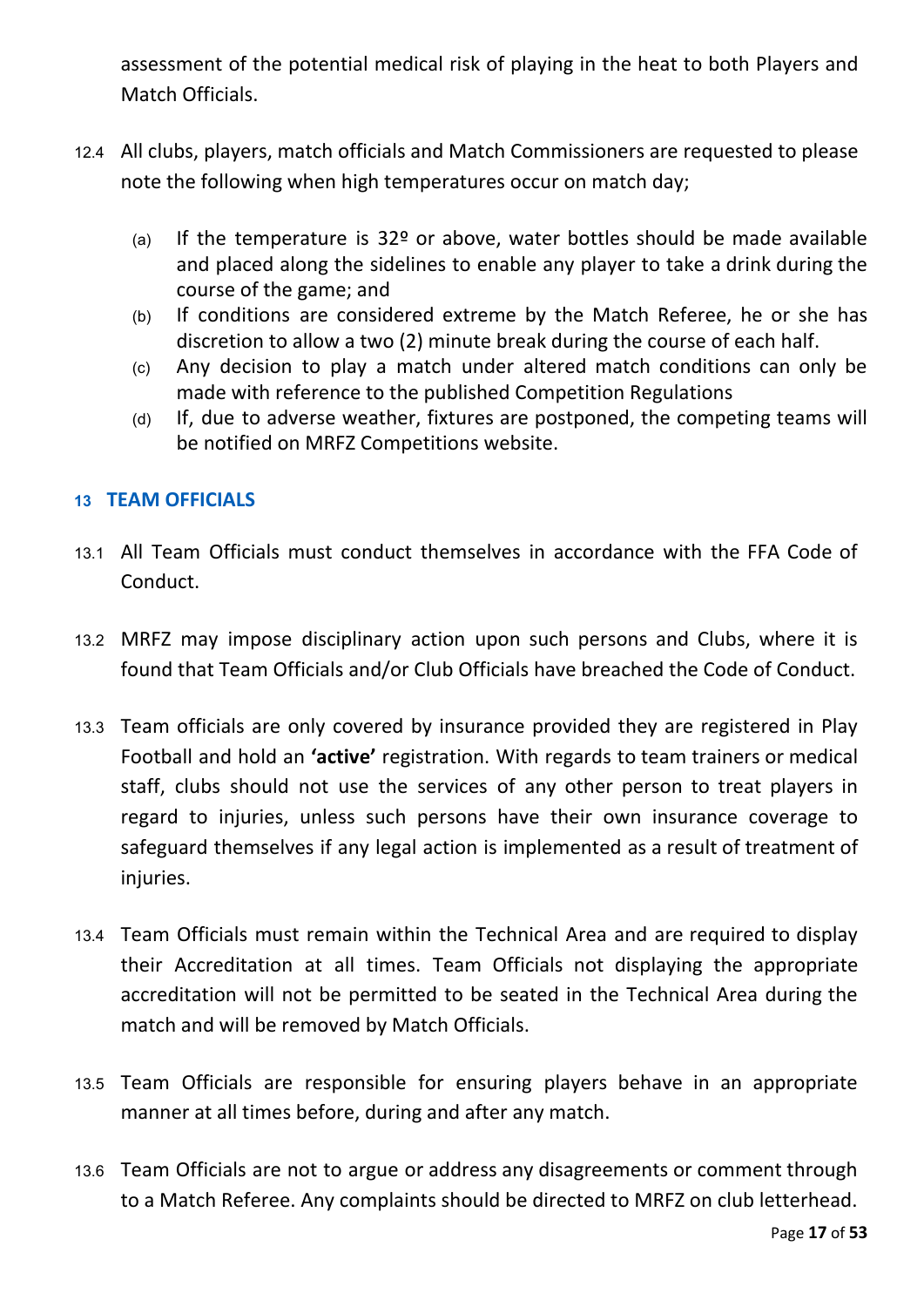assessment of the potential medical risk of playing in the heat to both Players and Match Officials.

12.4 All clubs, players, match officials and Match Commissioners are requested to please note the following when high temperatures occur on match day;

(a) If the temperature is 32º or above, water bottles should be made available and placed along the sidelines to enable any player to take a drink during the course of the game; and

(b) If conditions are considered extreme by the Match Referee, he or she has discretion to allow a two (2) minute break during the course of each half.

(c) Any decision to play a match under altered match conditions can only be made with reference to the published Competition Regulations

(d) If, due to adverse weather, fixtures are postponed, the competing teams will be notified on MRFZ Competitions website.

## 13 TEAM OFFICIALS

13.1 All Team Officials must conduct themselves in accordance with the FFA Code of Conduct.

13.2 MRFZ may impose disciplinary action upon such persons and Clubs, where it is found that Team Officials and/or Club Officials have breached the Code of Conduct.

13.3 Team officials are only covered by insurance provided they are registered in Play Football and hold an **'active'** registration. With regards to team trainers or medical staff, clubs should not use the services of any other person to treat players in regard to injuries, unless such persons have their own insurance coverage to safeguard themselves if any legal action is implemented as a result of treatment of injuries.

13.4 Team Officials must remain within the Technical Area and are required to display their Accreditation at all times. Team Officials not displaying the appropriate accreditation will not be permitted to be seated in the Technical Area during the match and will be removed by Match Officials.

13.5 Team Officials are responsible for ensuring players behave in an appropriate manner at all times before, during and after any match.

13.6 Team Officials are not to argue or address any disagreements or comment through to a Match Referee. Any complaints should be directed to MRFZ on club letterhead.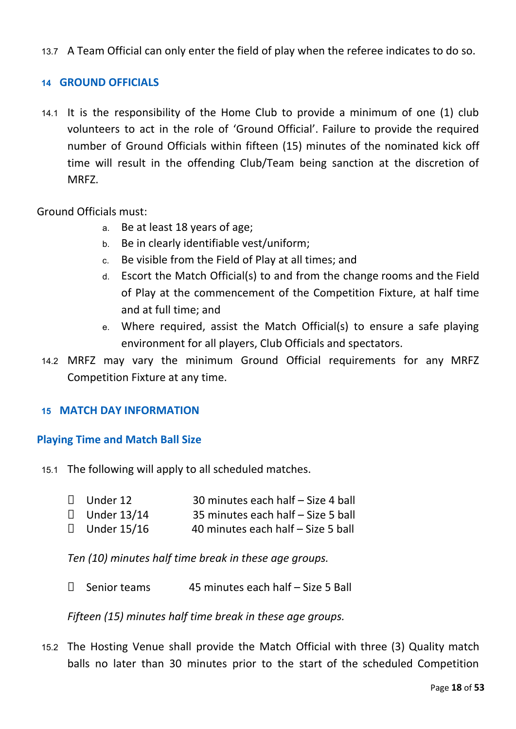13.7 A Team Official can only enter the field of play when the referee indicates to do so.

## 14 GROUND OFFICIALS

14.1 It is the responsibility of the Home Club to provide a minimum of one (1) club volunteers to act in the role of 'Ground Official'. Failure to provide the required number of Ground Officials within fifteen (15) minutes of the nominated kick off time will result in the offending Club/Team being sanction at the discretion of MRFZ.

Ground Officials must:

a. Be at least 18 years of age;
b. Be in clearly identifiable vest/uniform;
c. Be visible from the Field of Play at all times; and
d. Escort the Match Official(s) to and from the change rooms and the Field of Play at the commencement of the Competition Fixture, at half time and at full time; and
e. Where required, assist the Match Official(s) to ensure a safe playing environment for all players, Club Officials and spectators.

14.2 MRFZ may vary the minimum Ground Official requirements for any MRFZ Competition Fixture at any time.

## 15 MATCH DAY INFORMATION

### Playing Time and Match Ball Size

15.1 The following will apply to all scheduled matches.

- Under 12 — 30 minutes each half – Size 4 ball
- Under 13/14 — 35 minutes each half – Size 5 ball
- Under 15/16 — 40 minutes each half – Size 5 ball

*Ten (10) minutes half time break in these age groups.*

- Senior teams — 45 minutes each half – Size 5 Ball

*Fifteen (15) minutes half time break in these age groups.*

15.2 The Hosting Venue shall provide the Match Official with three (3) Quality match balls no later than 30 minutes prior to the start of the scheduled Competition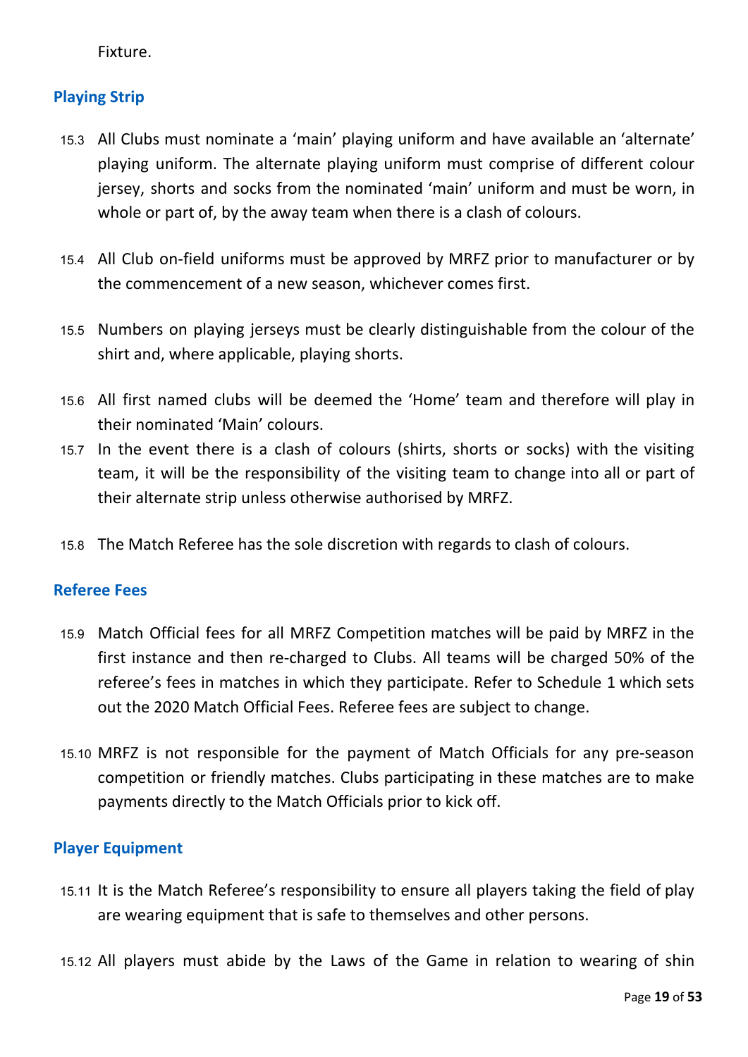Fixture.

### Playing Strip

15.3 All Clubs must nominate a 'main' playing uniform and have available an 'alternate' playing uniform. The alternate playing uniform must comprise of different colour jersey, shorts and socks from the nominated 'main' uniform and must be worn, in whole or part of, by the away team when there is a clash of colours.

15.4 All Club on-field uniforms must be approved by MRFZ prior to manufacturer or by the commencement of a new season, whichever comes first.

15.5 Numbers on playing jerseys must be clearly distinguishable from the colour of the shirt and, where applicable, playing shorts.

15.6 All first named clubs will be deemed the 'Home' team and therefore will play in their nominated 'Main' colours.

15.7 In the event there is a clash of colours (shirts, shorts or socks) with the visiting team, it will be the responsibility of the visiting team to change into all or part of their alternate strip unless otherwise authorised by MRFZ.

15.8 The Match Referee has the sole discretion with regards to clash of colours.

### Referee Fees

15.9 Match Official fees for all MRFZ Competition matches will be paid by MRFZ in the first instance and then re-charged to Clubs. All teams will be charged 50% of the referee's fees in matches in which they participate. Refer to Schedule 1 which sets out the 2020 Match Official Fees. Referee fees are subject to change.

15.10 MRFZ is not responsible for the payment of Match Officials for any pre-season competition or friendly matches. Clubs participating in these matches are to make payments directly to the Match Officials prior to kick off.

### Player Equipment

15.11 It is the Match Referee's responsibility to ensure all players taking the field of play are wearing equipment that is safe to themselves and other persons.

15.12 All players must abide by the Laws of the Game in relation to wearing of shin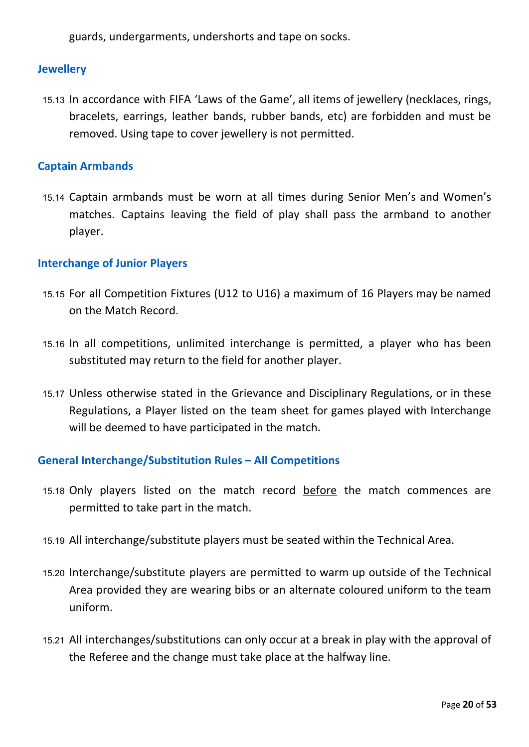guards, undergarments, undershorts and tape on socks.

### Jewellery

15.13 In accordance with FIFA 'Laws of the Game', all items of jewellery (necklaces, rings, bracelets, earrings, leather bands, rubber bands, etc) are forbidden and must be removed. Using tape to cover jewellery is not permitted.

### Captain Armbands

15.14 Captain armbands must be worn at all times during Senior Men's and Women's matches. Captains leaving the field of play shall pass the armband to another player.

### Interchange of Junior Players

15.15 For all Competition Fixtures (U12 to U16) a maximum of 16 Players may be named on the Match Record.

15.16 In all competitions, unlimited interchange is permitted, a player who has been substituted may return to the field for another player.

15.17 Unless otherwise stated in the Grievance and Disciplinary Regulations, or in these Regulations, a Player listed on the team sheet for games played with Interchange will be deemed to have participated in the match.

### General Interchange/Substitution Rules – All Competitions

15.18 Only players listed on the match record <u>before</u> the match commences are permitted to take part in the match.

15.19 All interchange/substitute players must be seated within the Technical Area.

15.20 Interchange/substitute players are permitted to warm up outside of the Technical Area provided they are wearing bibs or an alternate coloured uniform to the team uniform.

15.21 All interchanges/substitutions can only occur at a break in play with the approval of the Referee and the change must take place at the halfway line.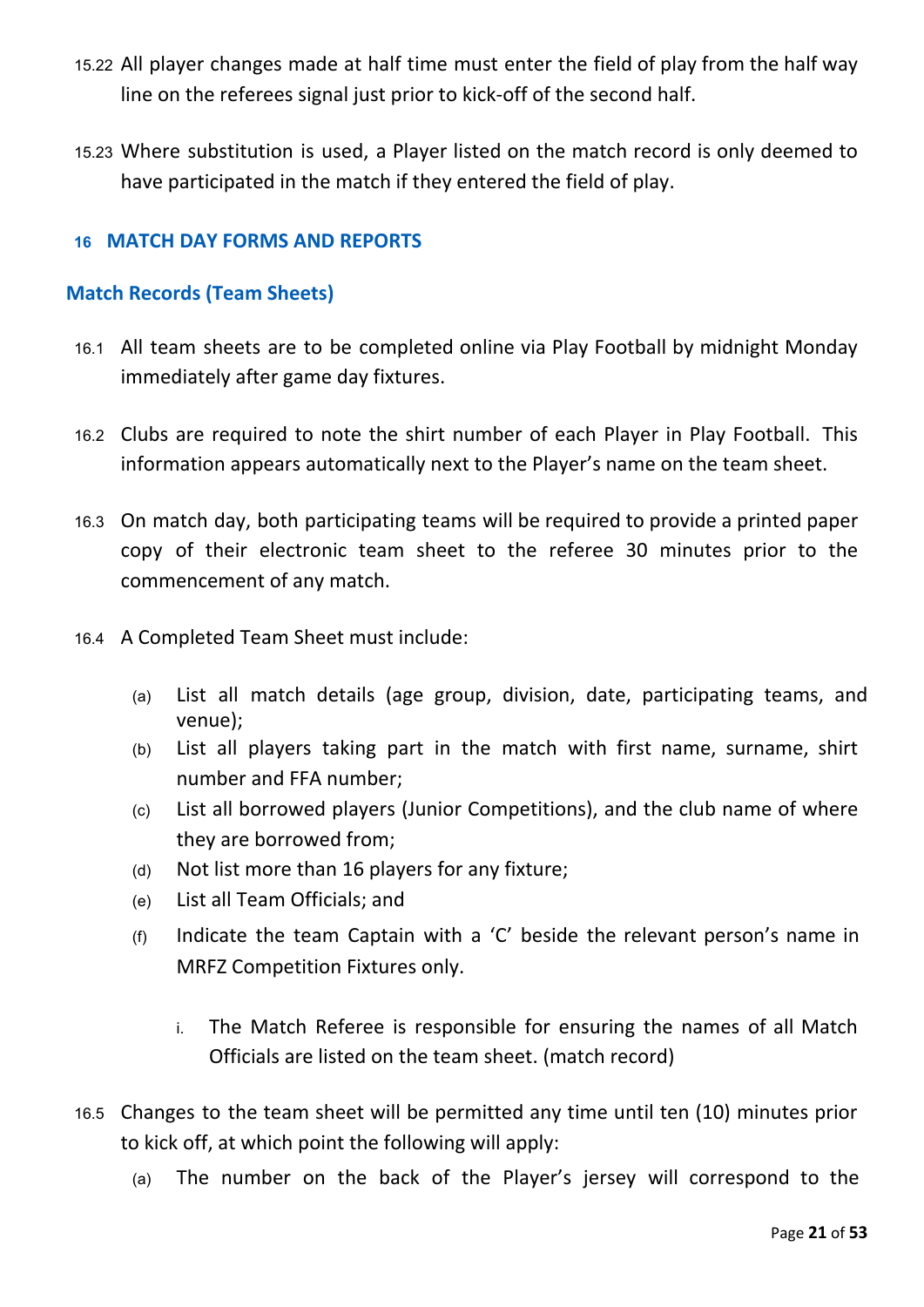15.22 All player changes made at half time must enter the field of play from the half way line on the referees signal just prior to kick-off of the second half.

15.23 Where substitution is used, a Player listed on the match record is only deemed to have participated in the match if they entered the field of play.

## 16 MATCH DAY FORMS AND REPORTS

### Match Records (Team Sheets)

16.1 All team sheets are to be completed online via Play Football by midnight Monday immediately after game day fixtures.

16.2 Clubs are required to note the shirt number of each Player in Play Football. This information appears automatically next to the Player's name on the team sheet.

16.3 On match day, both participating teams will be required to provide a printed paper copy of their electronic team sheet to the referee 30 minutes prior to the commencement of any match.

16.4 A Completed Team Sheet must include:

- (a) List all match details (age group, division, date, participating teams, and venue);
- (b) List all players taking part in the match with first name, surname, shirt number and FFA number;
- (c) List all borrowed players (Junior Competitions), and the club name of where they are borrowed from;
- (d) Not list more than 16 players for any fixture;
- (e) List all Team Officials; and
- (f) Indicate the team Captain with a 'C' beside the relevant person's name in MRFZ Competition Fixtures only.
  - i. The Match Referee is responsible for ensuring the names of all Match Officials are listed on the team sheet. (match record)

16.5 Changes to the team sheet will be permitted any time until ten (10) minutes prior to kick off, at which point the following will apply:

- (a) The number on the back of the Player's jersey will correspond to the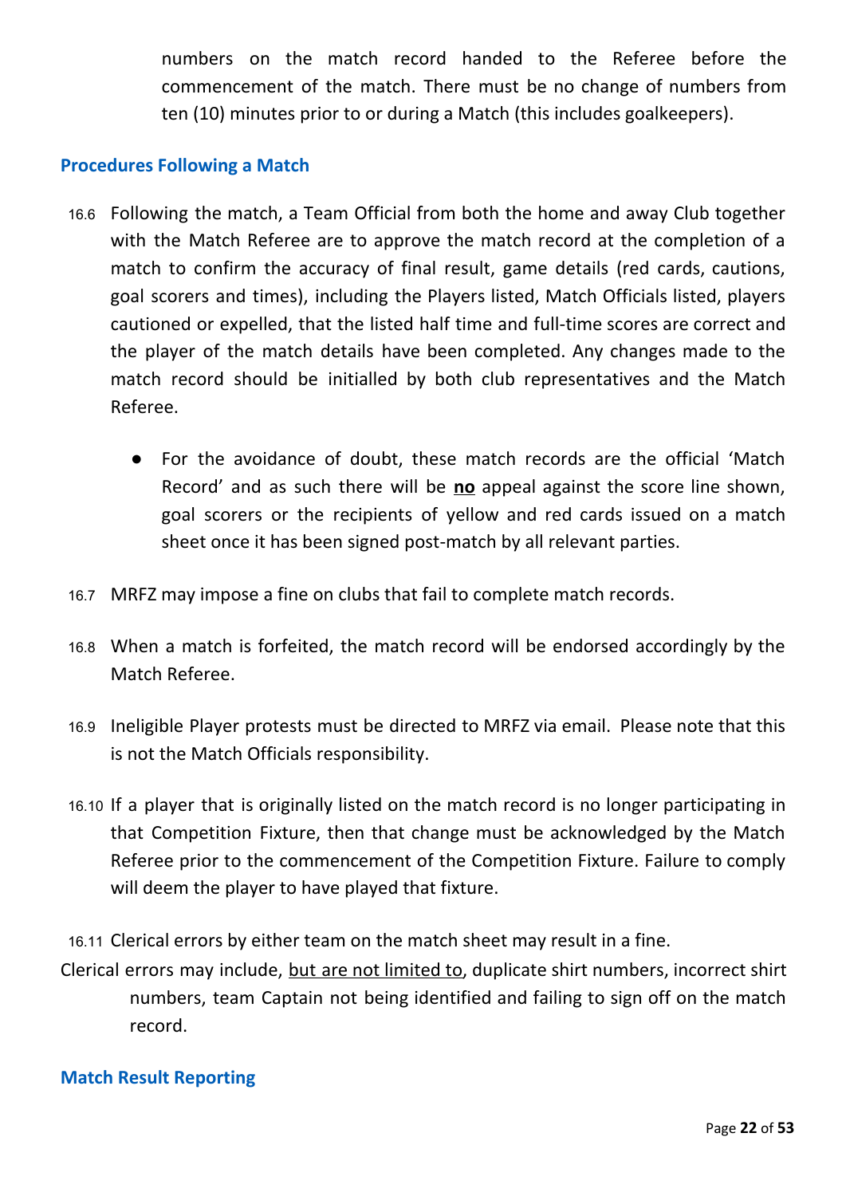numbers on the match record handed to the Referee before the commencement of the match. There must be no change of numbers from ten (10) minutes prior to or during a Match (this includes goalkeepers).

### Procedures Following a Match

16.6 Following the match, a Team Official from both the home and away Club together with the Match Referee are to approve the match record at the completion of a match to confirm the accuracy of final result, game details (red cards, cautions, goal scorers and times), including the Players listed, Match Officials listed, players cautioned or expelled, that the listed half time and full-time scores are correct and the player of the match details have been completed. Any changes made to the match record should be initialled by both club representatives and the Match Referee.

- For the avoidance of doubt, these match records are the official 'Match Record' and as such there will be <u>**no**</u> appeal against the score line shown, goal scorers or the recipients of yellow and red cards issued on a match sheet once it has been signed post-match by all relevant parties.

16.7 MRFZ may impose a fine on clubs that fail to complete match records.

16.8 When a match is forfeited, the match record will be endorsed accordingly by the Match Referee.

16.9 Ineligible Player protests must be directed to MRFZ via email. Please note that this is not the Match Officials responsibility.

16.10 If a player that is originally listed on the match record is no longer participating in that Competition Fixture, then that change must be acknowledged by the Match Referee prior to the commencement of the Competition Fixture. Failure to comply will deem the player to have played that fixture.

16.11 Clerical errors by either team on the match sheet may result in a fine.

Clerical errors may include, <u>but are not limited to</u>, duplicate shirt numbers, incorrect shirt numbers, team Captain not being identified and failing to sign off on the match record.

### Match Result Reporting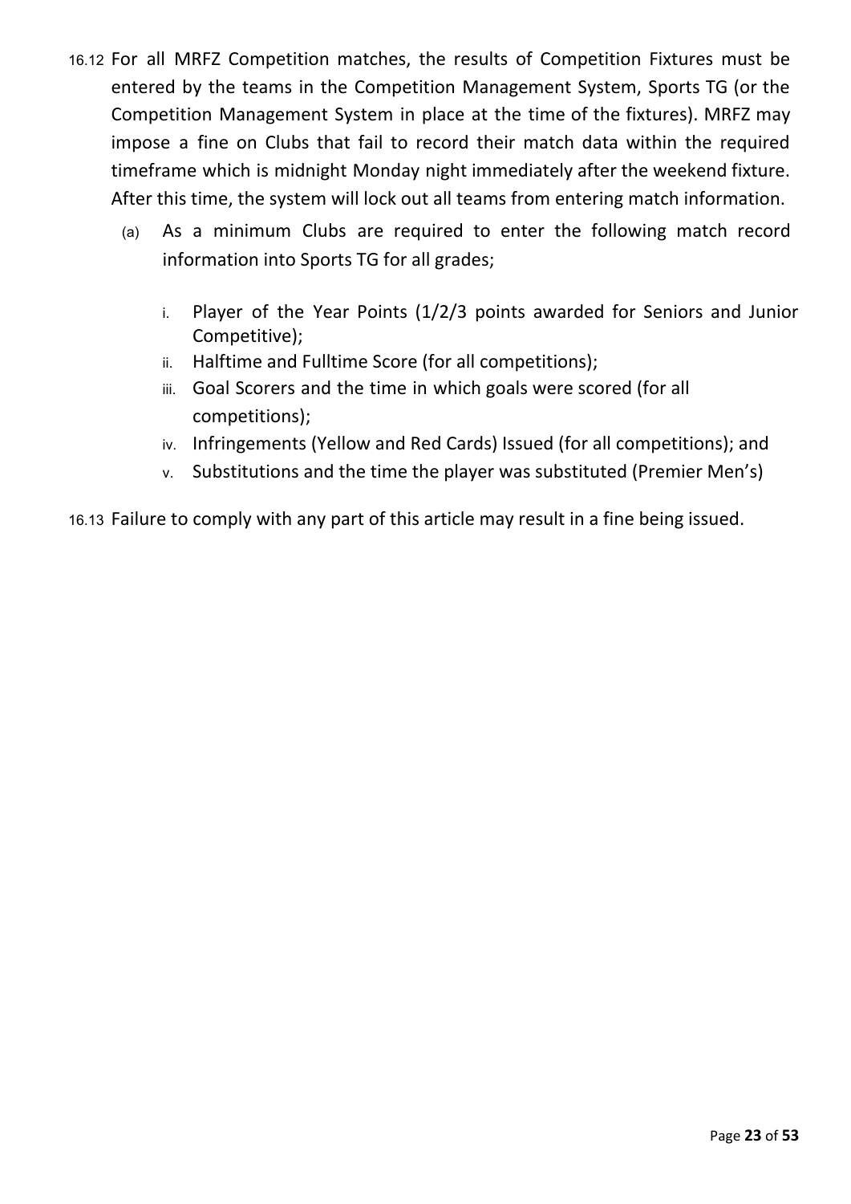16.12 For all MRFZ Competition matches, the results of Competition Fixtures must be entered by the teams in the Competition Management System, Sports TG (or the Competition Management System in place at the time of the fixtures). MRFZ may impose a fine on Clubs that fail to record their match data within the required timeframe which is midnight Monday night immediately after the weekend fixture. After this time, the system will lock out all teams from entering match information.

   (a) As a minimum Clubs are required to enter the following match record information into Sports TG for all grades;

      i. Player of the Year Points (1/2/3 points awarded for Seniors and Junior Competitive);
      ii. Halftime and Fulltime Score (for all competitions);
      iii. Goal Scorers and the time in which goals were scored (for all competitions);
      iv. Infringements (Yellow and Red Cards) Issued (for all competitions); and
      v. Substitutions and the time the player was substituted (Premier Men's)

16.13 Failure to comply with any part of this article may result in a fine being issued.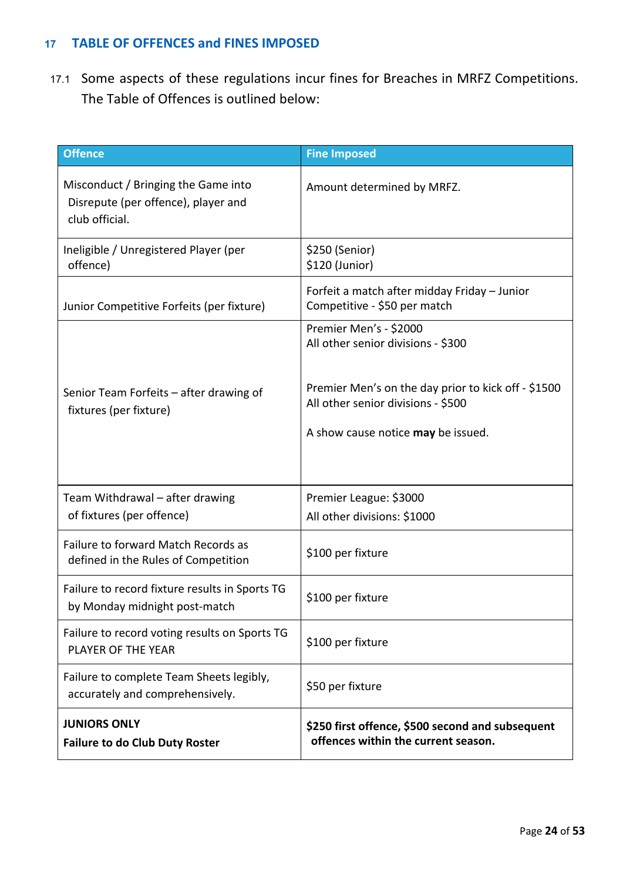## 17 TABLE OF OFFENCES and FINES IMPOSED

17.1 Some aspects of these regulations incur fines for Breaches in MRFZ Competitions. The Table of Offences is outlined below:

| Offence | Fine Imposed |
|---|---|
| Misconduct / Bringing the Game into Disrepute (per offence), player and club official. | Amount determined by MRFZ. |
| Ineligible / Unregistered Player (per offence) | $250 (Senior)<br>$120 (Junior) |
| Junior Competitive Forfeits (per fixture) | Forfeit a match after midday Friday – Junior Competitive - $50 per match |
| Senior Team Forfeits – after drawing of fixtures (per fixture) | Premier Men's - $2000<br>All other senior divisions - $300<br><br>Premier Men's on the day prior to kick off - $1500<br>All other senior divisions - $500<br><br>A show cause notice **may** be issued. |
| Team Withdrawal – after drawing of fixtures (per offence) | Premier League: $3000<br>All other divisions: $1000 |
| Failure to forward Match Records as defined in the Rules of Competition | $100 per fixture |
| Failure to record fixture results in Sports TG by Monday midnight post-match | $100 per fixture |
| Failure to record voting results on Sports TG PLAYER OF THE YEAR | $100 per fixture |
| Failure to complete Team Sheets legibly, accurately and comprehensively. | $50 per fixture |
| **JUNIORS ONLY**<br>**Failure to do Club Duty Roster** | **$250 first offence, $500 second and subsequent offences within the current season.** |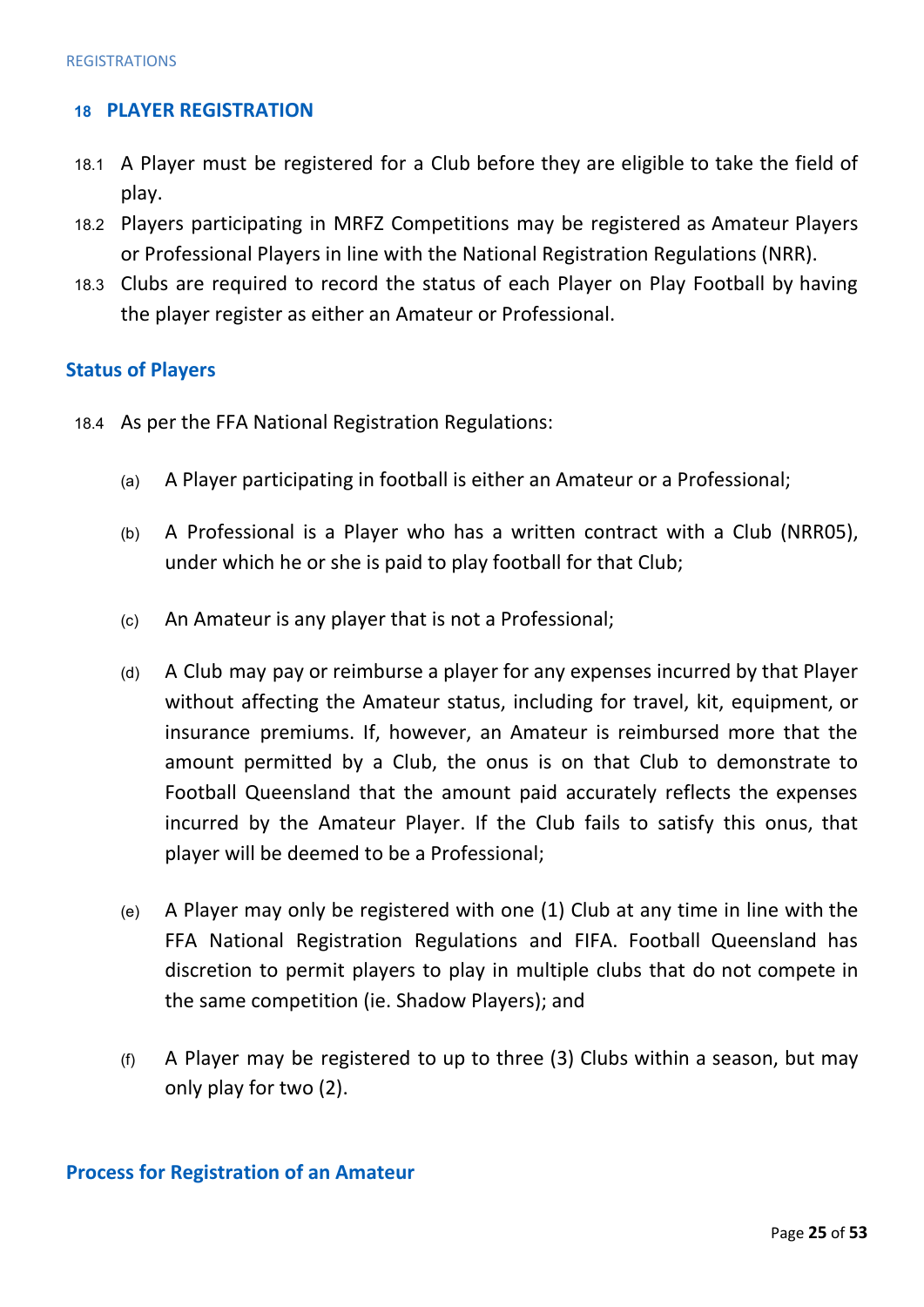## 18 PLAYER REGISTRATION

18.1 A Player must be registered for a Club before they are eligible to take the field of play.

18.2 Players participating in MRFZ Competitions may be registered as Amateur Players or Professional Players in line with the National Registration Regulations (NRR).

18.3 Clubs are required to record the status of each Player on Play Football by having the player register as either an Amateur or Professional.

### Status of Players

18.4 As per the FFA National Registration Regulations:

(a) A Player participating in football is either an Amateur or a Professional;

(b) A Professional is a Player who has a written contract with a Club (NRR05), under which he or she is paid to play football for that Club;

(c) An Amateur is any player that is not a Professional;

(d) A Club may pay or reimburse a player for any expenses incurred by that Player without affecting the Amateur status, including for travel, kit, equipment, or insurance premiums. If, however, an Amateur is reimbursed more that the amount permitted by a Club, the onus is on that Club to demonstrate to Football Queensland that the amount paid accurately reflects the expenses incurred by the Amateur Player. If the Club fails to satisfy this onus, that player will be deemed to be a Professional;

(e) A Player may only be registered with one (1) Club at any time in line with the FFA National Registration Regulations and FIFA. Football Queensland has discretion to permit players to play in multiple clubs that do not compete in the same competition (ie. Shadow Players); and

(f) A Player may be registered to up to three (3) Clubs within a season, but may only play for two (2).

### Process for Registration of an Amateur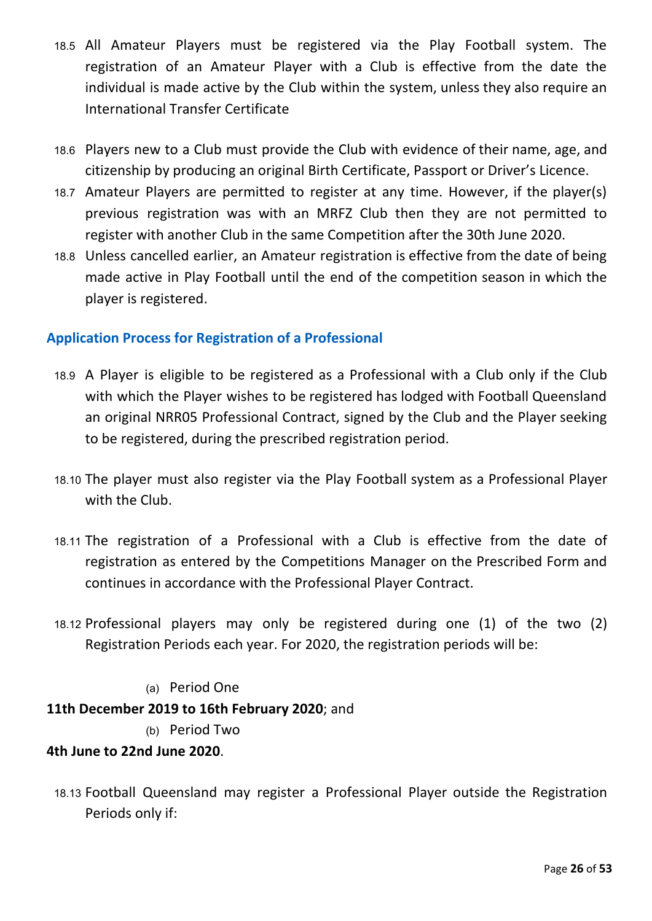18.5 All Amateur Players must be registered via the Play Football system. The registration of an Amateur Player with a Club is effective from the date the individual is made active by the Club within the system, unless they also require an International Transfer Certificate

18.6 Players new to a Club must provide the Club with evidence of their name, age, and citizenship by producing an original Birth Certificate, Passport or Driver's Licence.

18.7 Amateur Players are permitted to register at any time. However, if the player(s) previous registration was with an MRFZ Club then they are not permitted to register with another Club in the same Competition after the 30th June 2020.

18.8 Unless cancelled earlier, an Amateur registration is effective from the date of being made active in Play Football until the end of the competition season in which the player is registered.

## Application Process for Registration of a Professional

18.9 A Player is eligible to be registered as a Professional with a Club only if the Club with which the Player wishes to be registered has lodged with Football Queensland an original NRR05 Professional Contract, signed by the Club and the Player seeking to be registered, during the prescribed registration period.

18.10 The player must also register via the Play Football system as a Professional Player with the Club.

18.11 The registration of a Professional with a Club is effective from the date of registration as entered by the Competitions Manager on the Prescribed Form and continues in accordance with the Professional Player Contract.

18.12 Professional players may only be registered during one (1) of the two (2) Registration Periods each year. For 2020, the registration periods will be:

(a) Period One

**11th December 2019 to 16th February 2020**; and

(b) Period Two

**4th June to 22nd June 2020**.

18.13 Football Queensland may register a Professional Player outside the Registration Periods only if: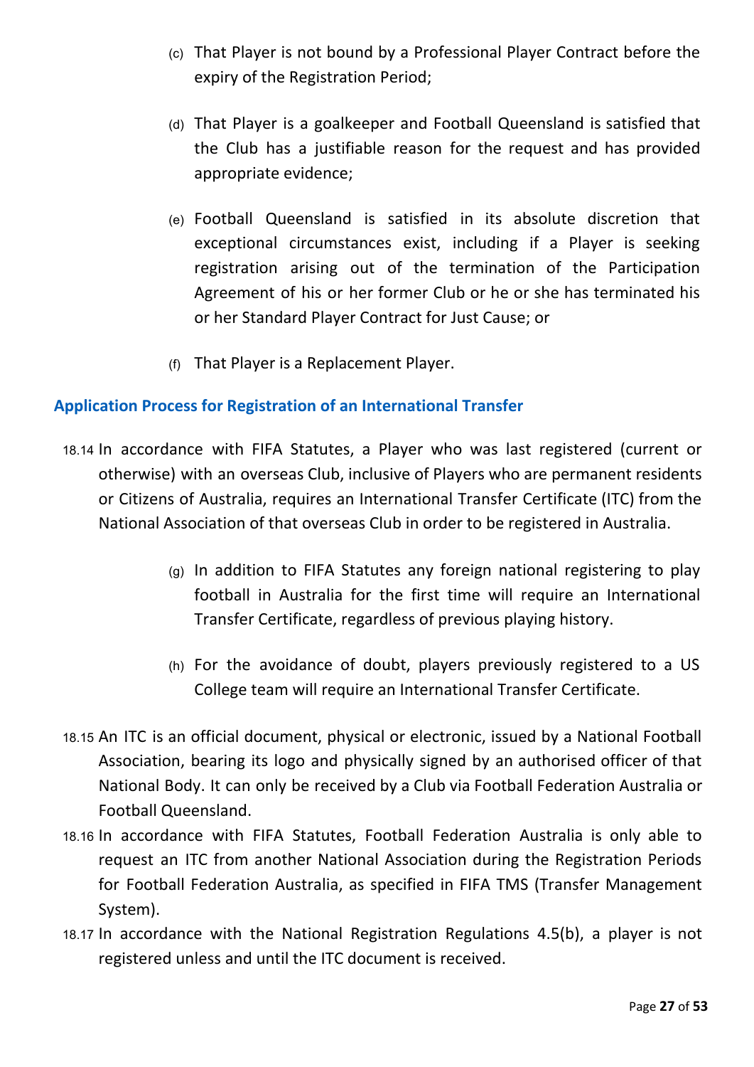(c) That Player is not bound by a Professional Player Contract before the expiry of the Registration Period;

(d) That Player is a goalkeeper and Football Queensland is satisfied that the Club has a justifiable reason for the request and has provided appropriate evidence;

(e) Football Queensland is satisfied in its absolute discretion that exceptional circumstances exist, including if a Player is seeking registration arising out of the termination of the Participation Agreement of his or her former Club or he or she has terminated his or her Standard Player Contract for Just Cause; or

(f) That Player is a Replacement Player.

## Application Process for Registration of an International Transfer

18.14 In accordance with FIFA Statutes, a Player who was last registered (current or otherwise) with an overseas Club, inclusive of Players who are permanent residents or Citizens of Australia, requires an International Transfer Certificate (ITC) from the National Association of that overseas Club in order to be registered in Australia.

(g) In addition to FIFA Statutes any foreign national registering to play football in Australia for the first time will require an International Transfer Certificate, regardless of previous playing history.

(h) For the avoidance of doubt, players previously registered to a US College team will require an International Transfer Certificate.

18.15 An ITC is an official document, physical or electronic, issued by a National Football Association, bearing its logo and physically signed by an authorised officer of that National Body. It can only be received by a Club via Football Federation Australia or Football Queensland.

18.16 In accordance with FIFA Statutes, Football Federation Australia is only able to request an ITC from another National Association during the Registration Periods for Football Federation Australia, as specified in FIFA TMS (Transfer Management System).

18.17 In accordance with the National Registration Regulations 4.5(b), a player is not registered unless and until the ITC document is received.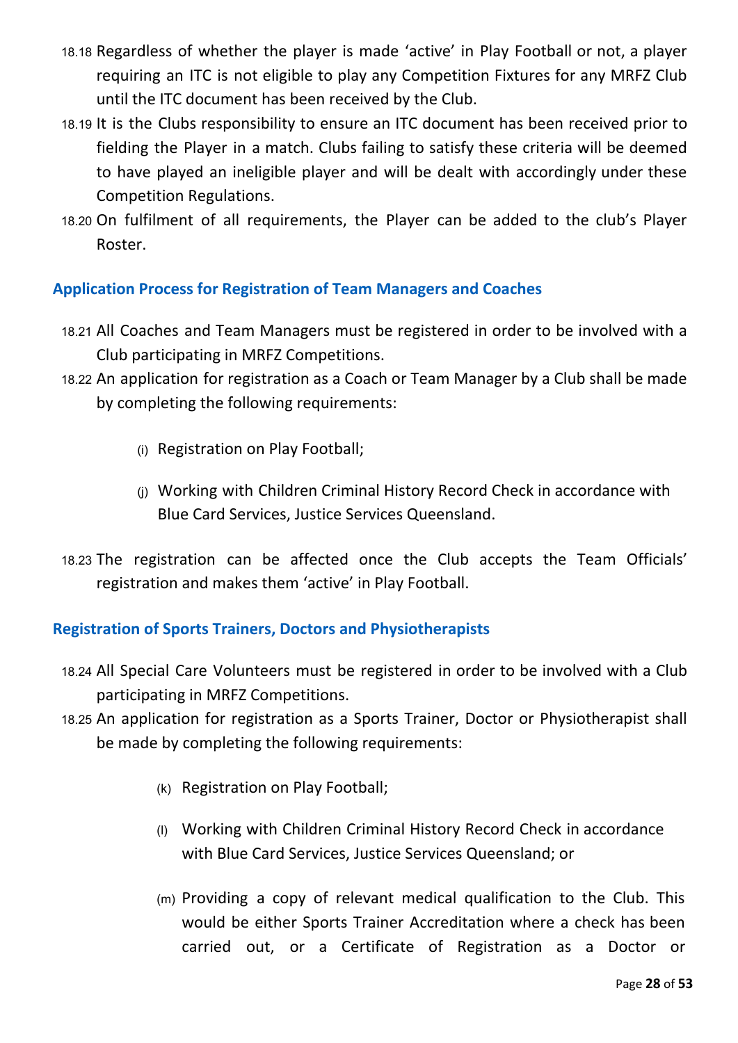18.18 Regardless of whether the player is made 'active' in Play Football or not, a player requiring an ITC is not eligible to play any Competition Fixtures for any MRFZ Club until the ITC document has been received by the Club.

18.19 It is the Clubs responsibility to ensure an ITC document has been received prior to fielding the Player in a match. Clubs failing to satisfy these criteria will be deemed to have played an ineligible player and will be dealt with accordingly under these Competition Regulations.

18.20 On fulfilment of all requirements, the Player can be added to the club's Player Roster.

### Application Process for Registration of Team Managers and Coaches

18.21 All Coaches and Team Managers must be registered in order to be involved with a Club participating in MRFZ Competitions.

18.22 An application for registration as a Coach or Team Manager by a Club shall be made by completing the following requirements:

- (i) Registration on Play Football;
- (j) Working with Children Criminal History Record Check in accordance with Blue Card Services, Justice Services Queensland.

18.23 The registration can be affected once the Club accepts the Team Officials' registration and makes them 'active' in Play Football.

### Registration of Sports Trainers, Doctors and Physiotherapists

18.24 All Special Care Volunteers must be registered in order to be involved with a Club participating in MRFZ Competitions.

18.25 An application for registration as a Sports Trainer, Doctor or Physiotherapist shall be made by completing the following requirements:

- (k) Registration on Play Football;
- (l) Working with Children Criminal History Record Check in accordance with Blue Card Services, Justice Services Queensland; or
- (m) Providing a copy of relevant medical qualification to the Club. This would be either Sports Trainer Accreditation where a check has been carried out, or a Certificate of Registration as a Doctor or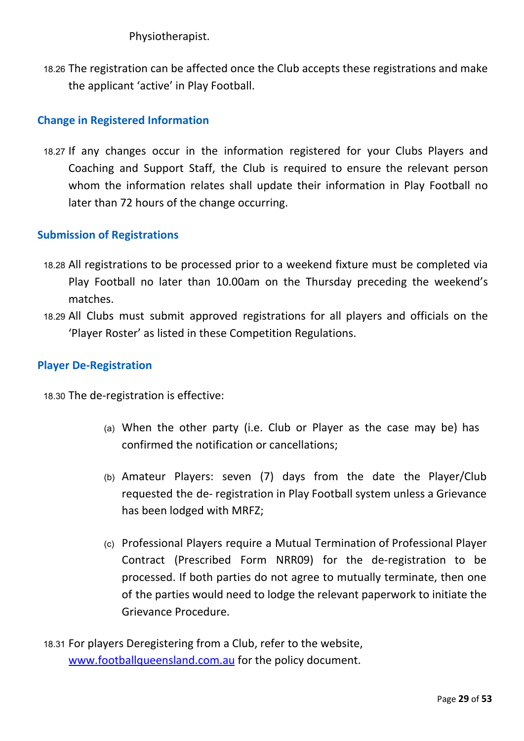Physiotherapist.

18.26 The registration can be affected once the Club accepts these registrations and make the applicant 'active' in Play Football.

### Change in Registered Information

18.27 If any changes occur in the information registered for your Clubs Players and Coaching and Support Staff, the Club is required to ensure the relevant person whom the information relates shall update their information in Play Football no later than 72 hours of the change occurring.

### Submission of Registrations

18.28 All registrations to be processed prior to a weekend fixture must be completed via Play Football no later than 10.00am on the Thursday preceding the weekend's matches.

18.29 All Clubs must submit approved registrations for all players and officials on the 'Player Roster' as listed in these Competition Regulations.

### Player De-Registration

18.30 The de-registration is effective:

- (a) When the other party (i.e. Club or Player as the case may be) has confirmed the notification or cancellations;
- (b) Amateur Players: seven (7) days from the date the Player/Club requested the de- registration in Play Football system unless a Grievance has been lodged with MRFZ;
- (c) Professional Players require a Mutual Termination of Professional Player Contract (Prescribed Form NRR09) for the de-registration to be processed. If both parties do not agree to mutually terminate, then one of the parties would need to lodge the relevant paperwork to initiate the Grievance Procedure.

18.31 For players Deregistering from a Club, refer to the website, [www.footballqueensland.com.au](http://www.footballqueensland.com.au) for the policy document.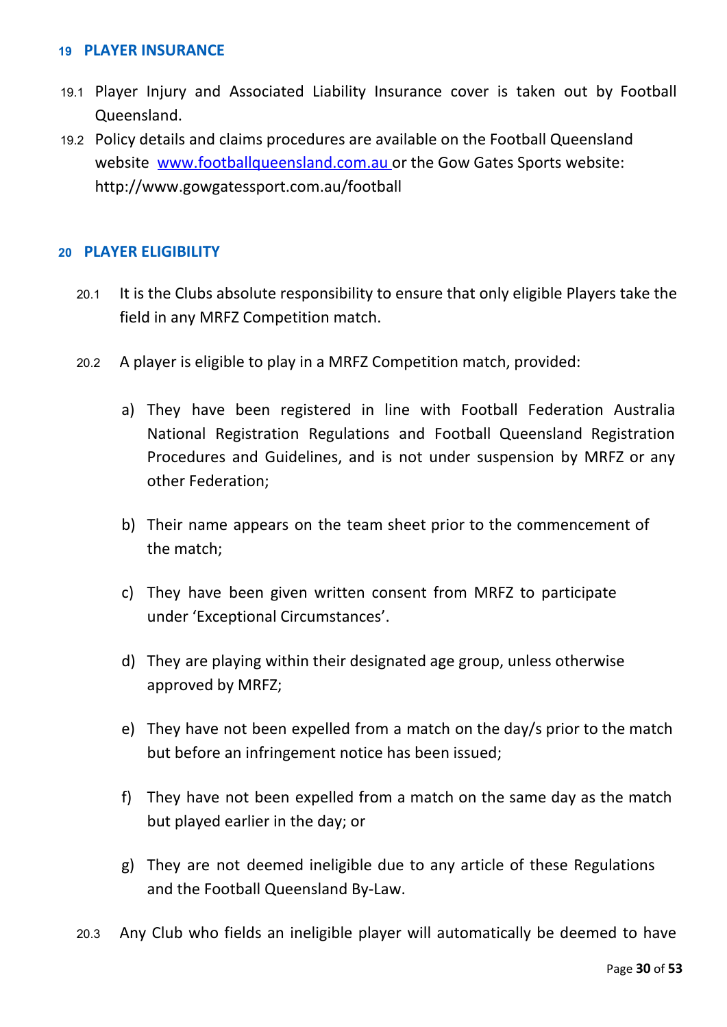## 19 PLAYER INSURANCE

19.1 Player Injury and Associated Liability Insurance cover is taken out by Football Queensland.

19.2 Policy details and claims procedures are available on the Football Queensland website [www.footballqueensland.com.au](http://www.footballqueensland.com.au) or the Gow Gates Sports website: http://www.gowgatessport.com.au/football

## 20 PLAYER ELIGIBILITY

20.1 It is the Clubs absolute responsibility to ensure that only eligible Players take the field in any MRFZ Competition match.

20.2 A player is eligible to play in a MRFZ Competition match, provided:

a) They have been registered in line with Football Federation Australia National Registration Regulations and Football Queensland Registration Procedures and Guidelines, and is not under suspension by MRFZ or any other Federation;

b) Their name appears on the team sheet prior to the commencement of the match;

c) They have been given written consent from MRFZ to participate under 'Exceptional Circumstances'.

d) They are playing within their designated age group, unless otherwise approved by MRFZ;

e) They have not been expelled from a match on the day/s prior to the match but before an infringement notice has been issued;

f) They have not been expelled from a match on the same day as the match but played earlier in the day; or

g) They are not deemed ineligible due to any article of these Regulations and the Football Queensland By-Law.

20.3 Any Club who fields an ineligible player will automatically be deemed to have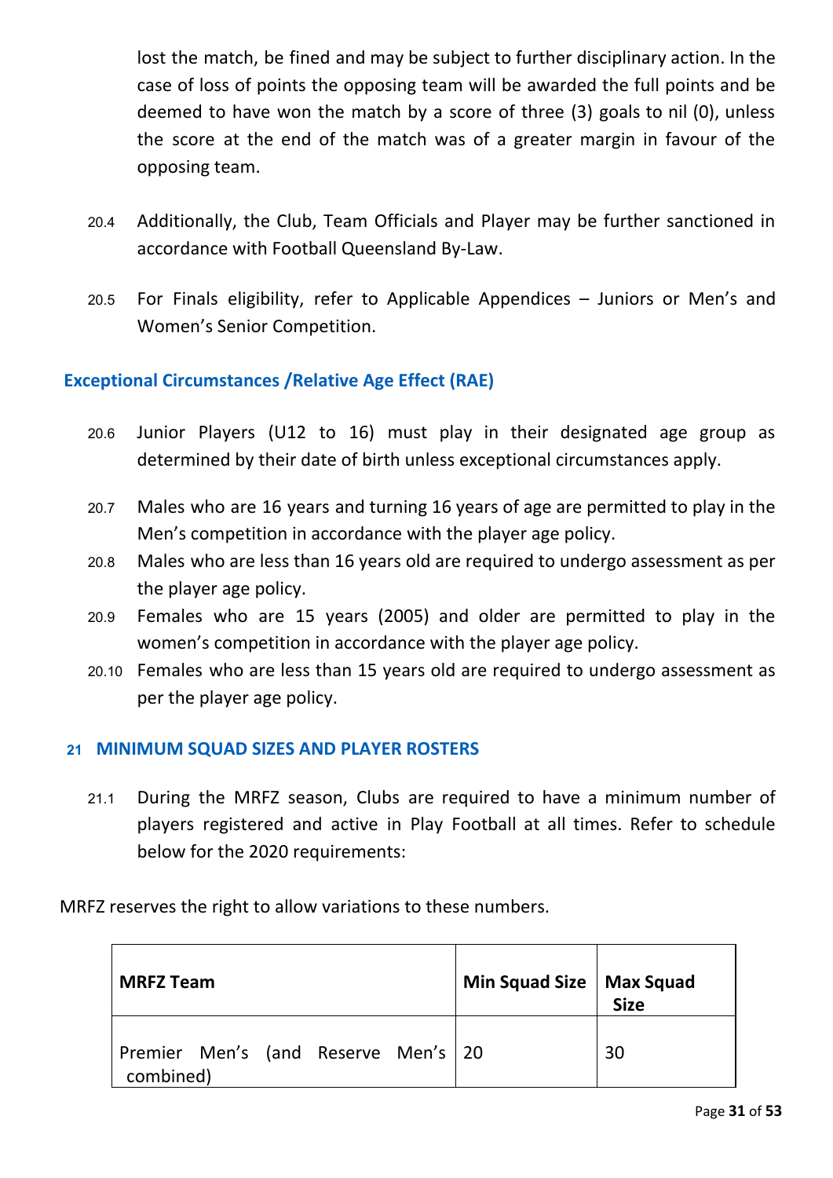lost the match, be fined and may be subject to further disciplinary action. In the case of loss of points the opposing team will be awarded the full points and be deemed to have won the match by a score of three (3) goals to nil (0), unless the score at the end of the match was of a greater margin in favour of the opposing team.

20.4 Additionally, the Club, Team Officials and Player may be further sanctioned in accordance with Football Queensland By-Law.

20.5 For Finals eligibility, refer to Applicable Appendices – Juniors or Men's and Women's Senior Competition.

### Exceptional Circumstances /Relative Age Effect (RAE)

20.6 Junior Players (U12 to 16) must play in their designated age group as determined by their date of birth unless exceptional circumstances apply.

20.7 Males who are 16 years and turning 16 years of age are permitted to play in the Men's competition in accordance with the player age policy.

20.8 Males who are less than 16 years old are required to undergo assessment as per the player age policy.

20.9 Females who are 15 years (2005) and older are permitted to play in the women's competition in accordance with the player age policy.

20.10 Females who are less than 15 years old are required to undergo assessment as per the player age policy.

## 21 MINIMUM SQUAD SIZES AND PLAYER ROSTERS

21.1 During the MRFZ season, Clubs are required to have a minimum number of players registered and active in Play Football at all times. Refer to schedule below for the 2020 requirements:

MRFZ reserves the right to allow variations to these numbers.

| MRFZ Team | Min Squad Size | Max Squad Size |
|---|---|---|
| Premier Men's (and Reserve Men's combined) | 20 | 30 |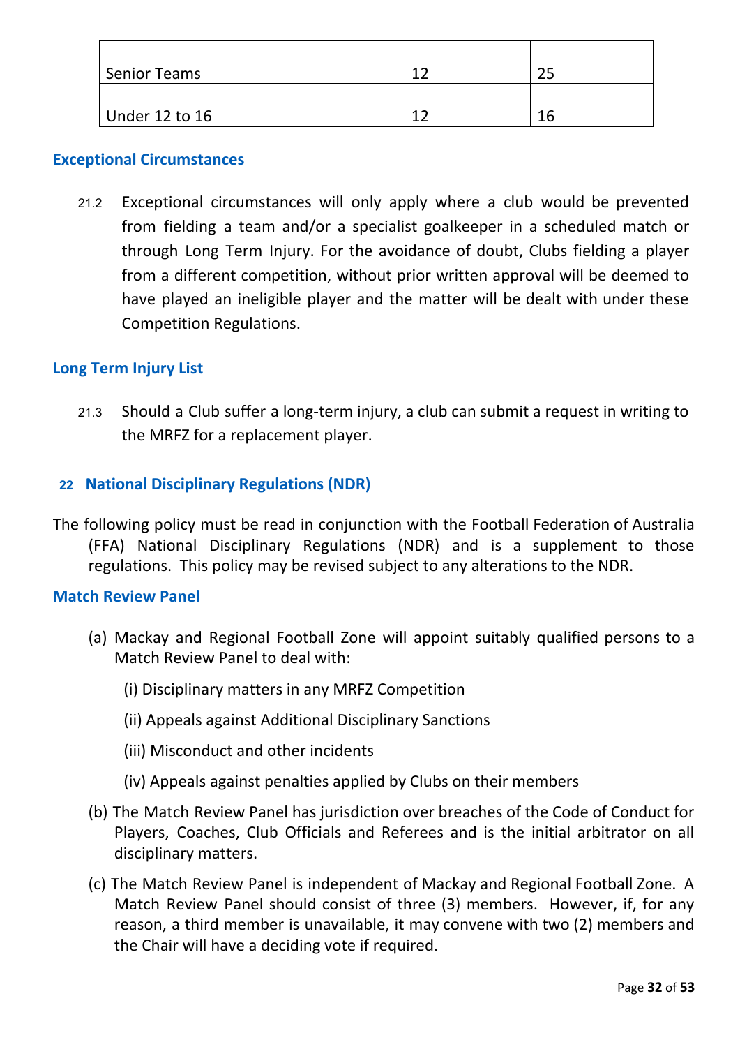| Senior Teams | 12 | 25 |
|---|---|---|
| Under 12 to 16 | 12 | 16 |

### Exceptional Circumstances

21.2 Exceptional circumstances will only apply where a club would be prevented from fielding a team and/or a specialist goalkeeper in a scheduled match or through Long Term Injury. For the avoidance of doubt, Clubs fielding a player from a different competition, without prior written approval will be deemed to have played an ineligible player and the matter will be dealt with under these Competition Regulations.

### Long Term Injury List

21.3 Should a Club suffer a long-term injury, a club can submit a request in writing to the MRFZ for a replacement player.

## 22 National Disciplinary Regulations (NDR)

The following policy must be read in conjunction with the Football Federation of Australia (FFA) National Disciplinary Regulations (NDR) and is a supplement to those regulations. This policy may be revised subject to any alterations to the NDR.

### Match Review Panel

(a) Mackay and Regional Football Zone will appoint suitably qualified persons to a Match Review Panel to deal with:

(i) Disciplinary matters in any MRFZ Competition

(ii) Appeals against Additional Disciplinary Sanctions

(iii) Misconduct and other incidents

(iv) Appeals against penalties applied by Clubs on their members

(b) The Match Review Panel has jurisdiction over breaches of the Code of Conduct for Players, Coaches, Club Officials and Referees and is the initial arbitrator on all disciplinary matters.

(c) The Match Review Panel is independent of Mackay and Regional Football Zone. A Match Review Panel should consist of three (3) members. However, if, for any reason, a third member is unavailable, it may convene with two (2) members and the Chair will have a deciding vote if required.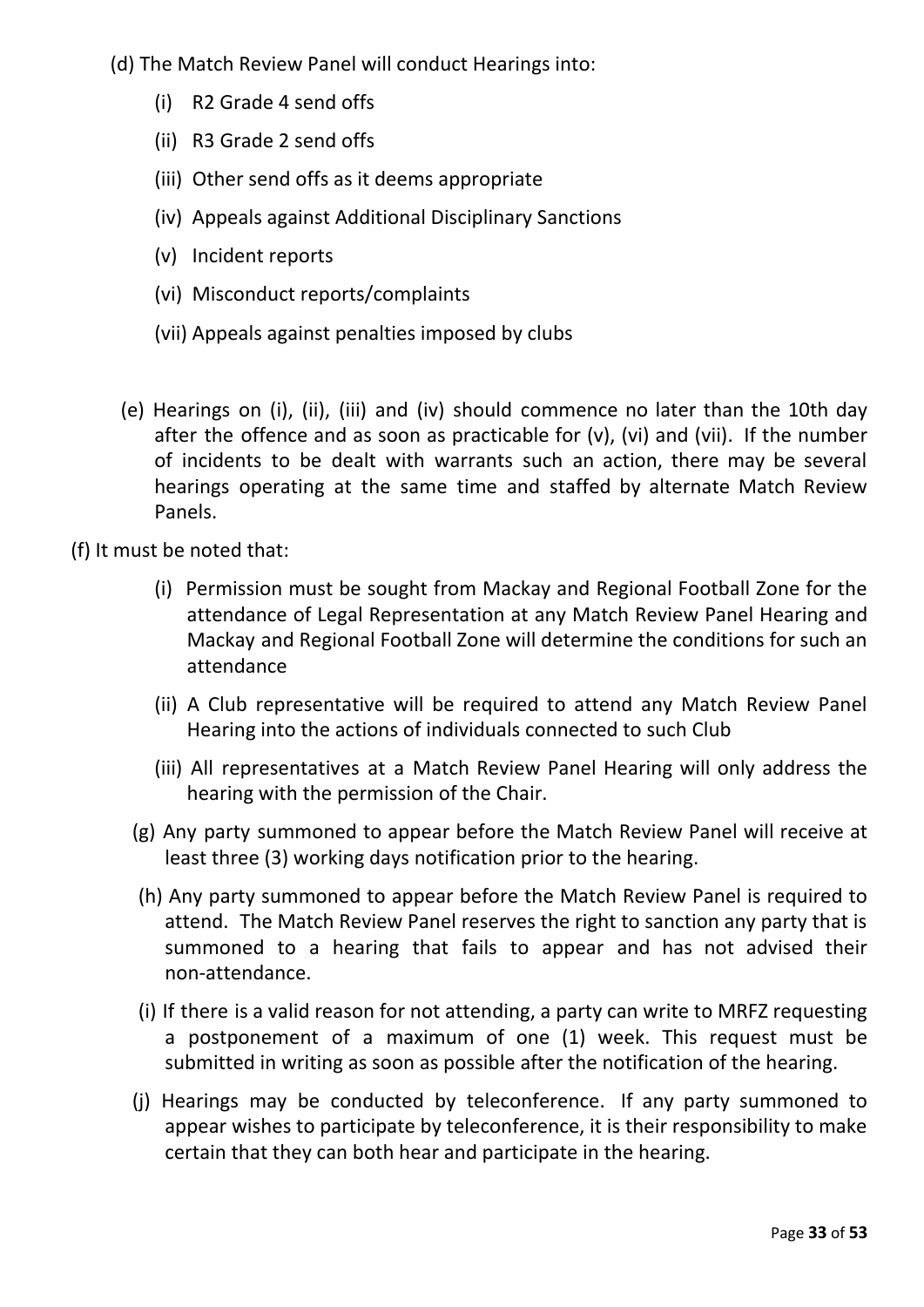(d) The Match Review Panel will conduct Hearings into:

- (i) R2 Grade 4 send offs
- (ii) R3 Grade 2 send offs
- (iii) Other send offs as it deems appropriate
- (iv) Appeals against Additional Disciplinary Sanctions
- (v) Incident reports
- (vi) Misconduct reports/complaints
- (vii) Appeals against penalties imposed by clubs

(e) Hearings on (i), (ii), (iii) and (iv) should commence no later than the 10th day after the offence and as soon as practicable for (v), (vi) and (vii). If the number of incidents to be dealt with warrants such an action, there may be several hearings operating at the same time and staffed by alternate Match Review Panels.

(f) It must be noted that:

- (i) Permission must be sought from Mackay and Regional Football Zone for the attendance of Legal Representation at any Match Review Panel Hearing and Mackay and Regional Football Zone will determine the conditions for such an attendance
- (ii) A Club representative will be required to attend any Match Review Panel Hearing into the actions of individuals connected to such Club
- (iii) All representatives at a Match Review Panel Hearing will only address the hearing with the permission of the Chair.

(g) Any party summoned to appear before the Match Review Panel will receive at least three (3) working days notification prior to the hearing.

(h) Any party summoned to appear before the Match Review Panel is required to attend. The Match Review Panel reserves the right to sanction any party that is summoned to a hearing that fails to appear and has not advised their non-attendance.

(i) If there is a valid reason for not attending, a party can write to MRFZ requesting a postponement of a maximum of one (1) week. This request must be submitted in writing as soon as possible after the notification of the hearing.

(j) Hearings may be conducted by teleconference. If any party summoned to appear wishes to participate by teleconference, it is their responsibility to make certain that they can both hear and participate in the hearing.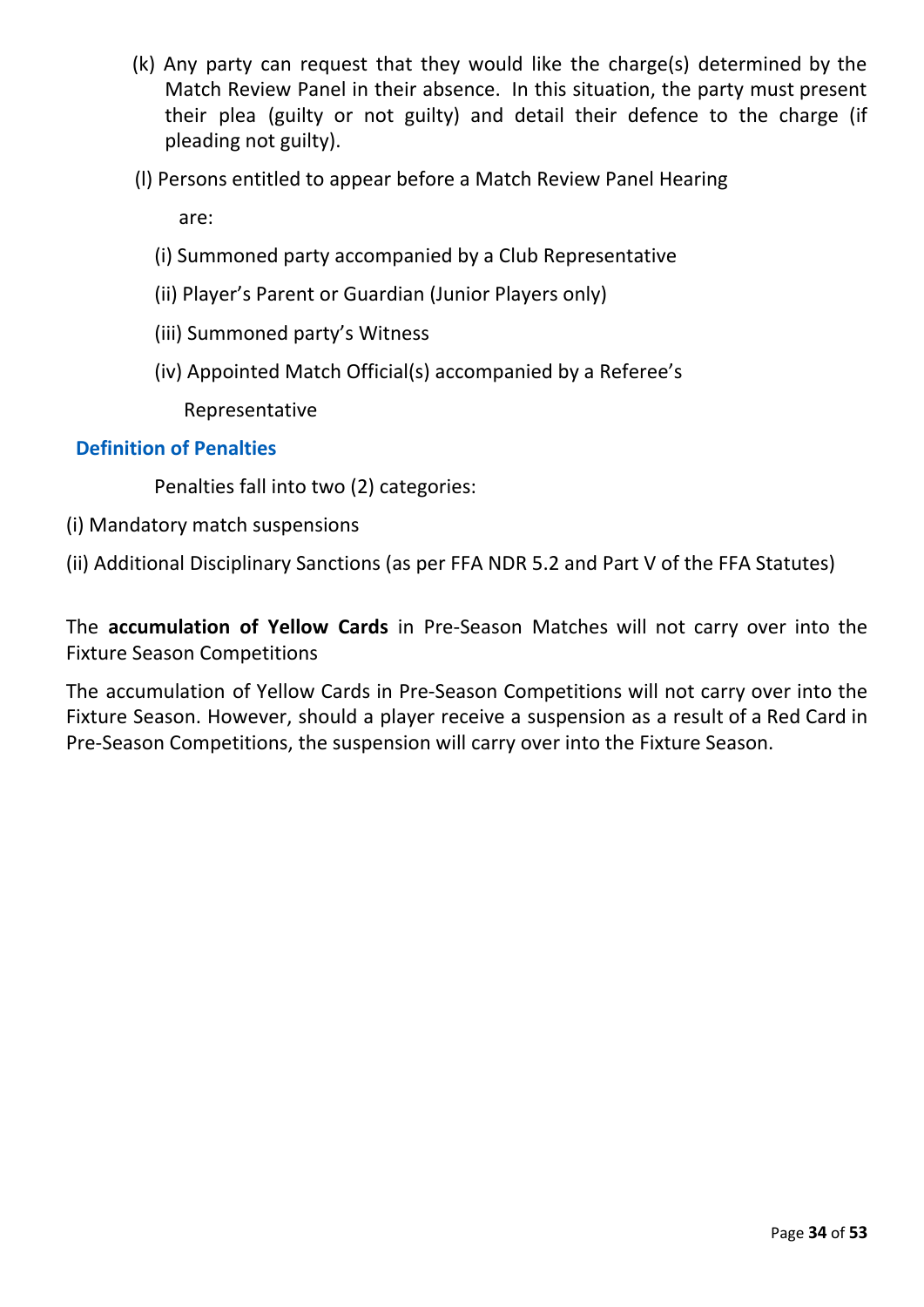(k) Any party can request that they would like the charge(s) determined by the Match Review Panel in their absence. In this situation, the party must present their plea (guilty or not guilty) and detail their defence to the charge (if pleading not guilty).

(l) Persons entitled to appear before a Match Review Panel Hearing are:

(i) Summoned party accompanied by a Club Representative

(ii) Player's Parent or Guardian (Junior Players only)

(iii) Summoned party's Witness

(iv) Appointed Match Official(s) accompanied by a Referee's Representative

### Definition of Penalties

Penalties fall into two (2) categories:

(i) Mandatory match suspensions

(ii) Additional Disciplinary Sanctions (as per FFA NDR 5.2 and Part V of the FFA Statutes)

The **accumulation of Yellow Cards** in Pre-Season Matches will not carry over into the Fixture Season Competitions

The accumulation of Yellow Cards in Pre-Season Competitions will not carry over into the Fixture Season. However, should a player receive a suspension as a result of a Red Card in Pre-Season Competitions, the suspension will carry over into the Fixture Season.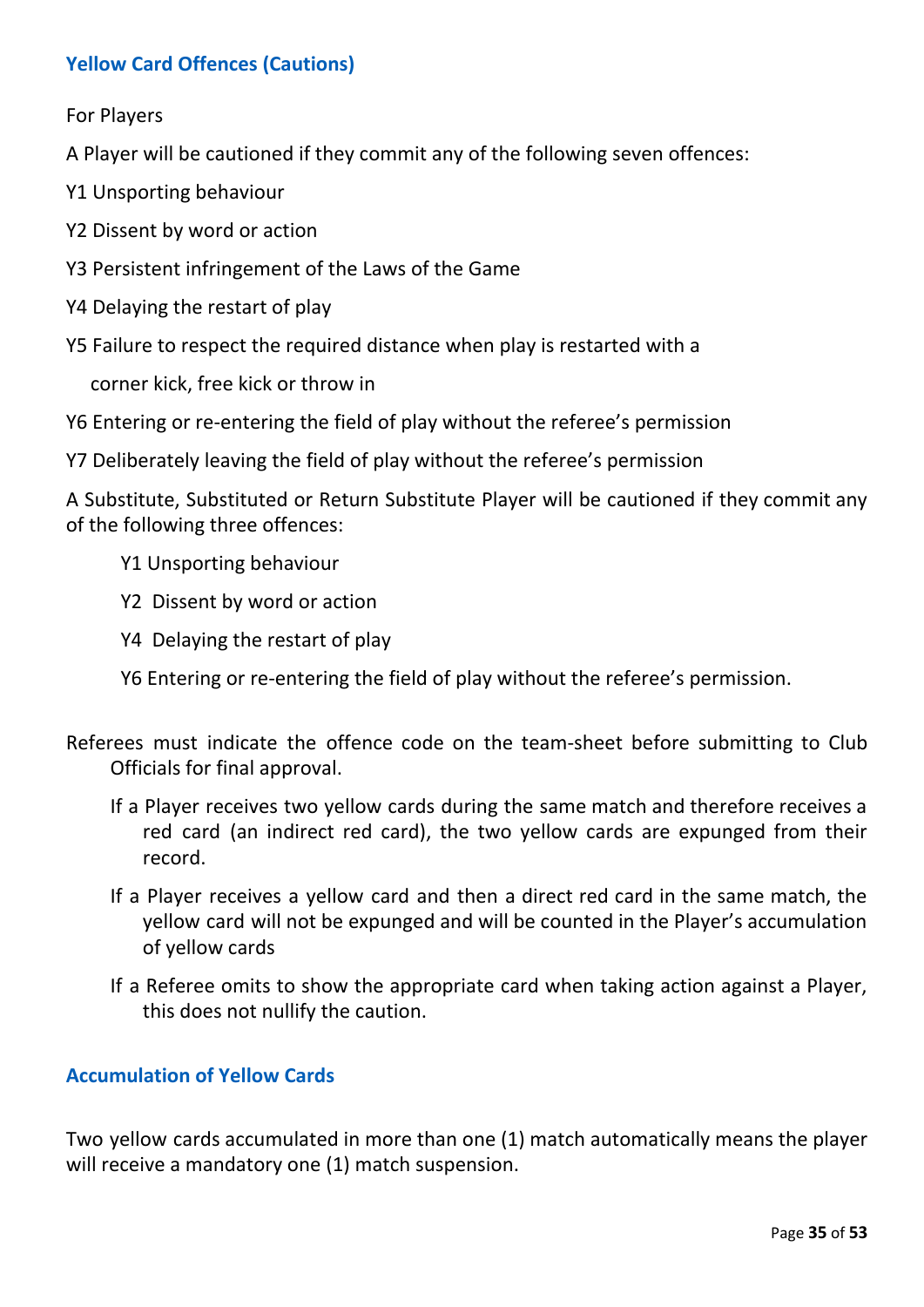## Yellow Card Offences (Cautions)

For Players

A Player will be cautioned if they commit any of the following seven offences:

Y1 Unsporting behaviour

Y2 Dissent by word or action

Y3 Persistent infringement of the Laws of the Game

Y4 Delaying the restart of play

Y5 Failure to respect the required distance when play is restarted with a corner kick, free kick or throw in

Y6 Entering or re-entering the field of play without the referee's permission

Y7 Deliberately leaving the field of play without the referee's permission

A Substitute, Substituted or Return Substitute Player will be cautioned if they commit any of the following three offences:

- Y1 Unsporting behaviour
- Y2 Dissent by word or action
- Y4 Delaying the restart of play
- Y6 Entering or re-entering the field of play without the referee's permission.

Referees must indicate the offence code on the team-sheet before submitting to Club Officials for final approval.

If a Player receives two yellow cards during the same match and therefore receives a red card (an indirect red card), the two yellow cards are expunged from their record.

If a Player receives a yellow card and then a direct red card in the same match, the yellow card will not be expunged and will be counted in the Player's accumulation of yellow cards

If a Referee omits to show the appropriate card when taking action against a Player, this does not nullify the caution.

## Accumulation of Yellow Cards

Two yellow cards accumulated in more than one (1) match automatically means the player will receive a mandatory one (1) match suspension.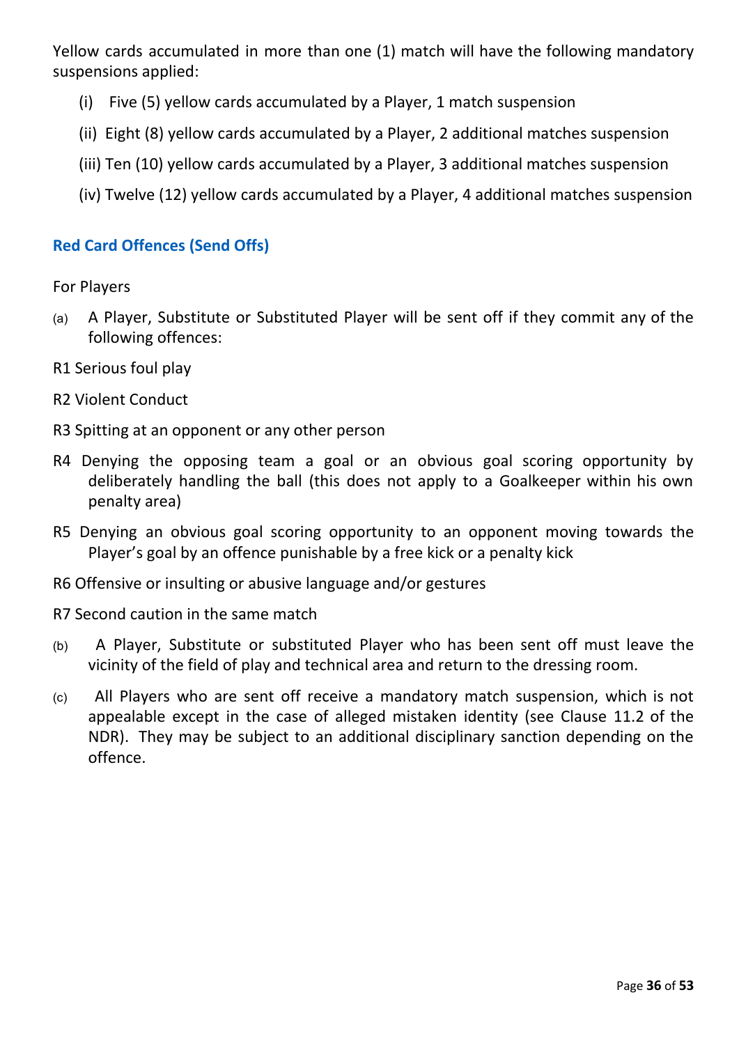Yellow cards accumulated in more than one (1) match will have the following mandatory suspensions applied:

(i) Five (5) yellow cards accumulated by a Player, 1 match suspension

(ii) Eight (8) yellow cards accumulated by a Player, 2 additional matches suspension

(iii) Ten (10) yellow cards accumulated by a Player, 3 additional matches suspension

(iv) Twelve (12) yellow cards accumulated by a Player, 4 additional matches suspension

### Red Card Offences (Send Offs)

For Players

(a) A Player, Substitute or Substituted Player will be sent off if they commit any of the following offences:

R1 Serious foul play

R2 Violent Conduct

R3 Spitting at an opponent or any other person

R4 Denying the opposing team a goal or an obvious goal scoring opportunity by deliberately handling the ball (this does not apply to a Goalkeeper within his own penalty area)

R5 Denying an obvious goal scoring opportunity to an opponent moving towards the Player's goal by an offence punishable by a free kick or a penalty kick

R6 Offensive or insulting or abusive language and/or gestures

R7 Second caution in the same match

(b) A Player, Substitute or substituted Player who has been sent off must leave the vicinity of the field of play and technical area and return to the dressing room.

(c) All Players who are sent off receive a mandatory match suspension, which is not appealable except in the case of alleged mistaken identity (see Clause 11.2 of the NDR). They may be subject to an additional disciplinary sanction depending on the offence.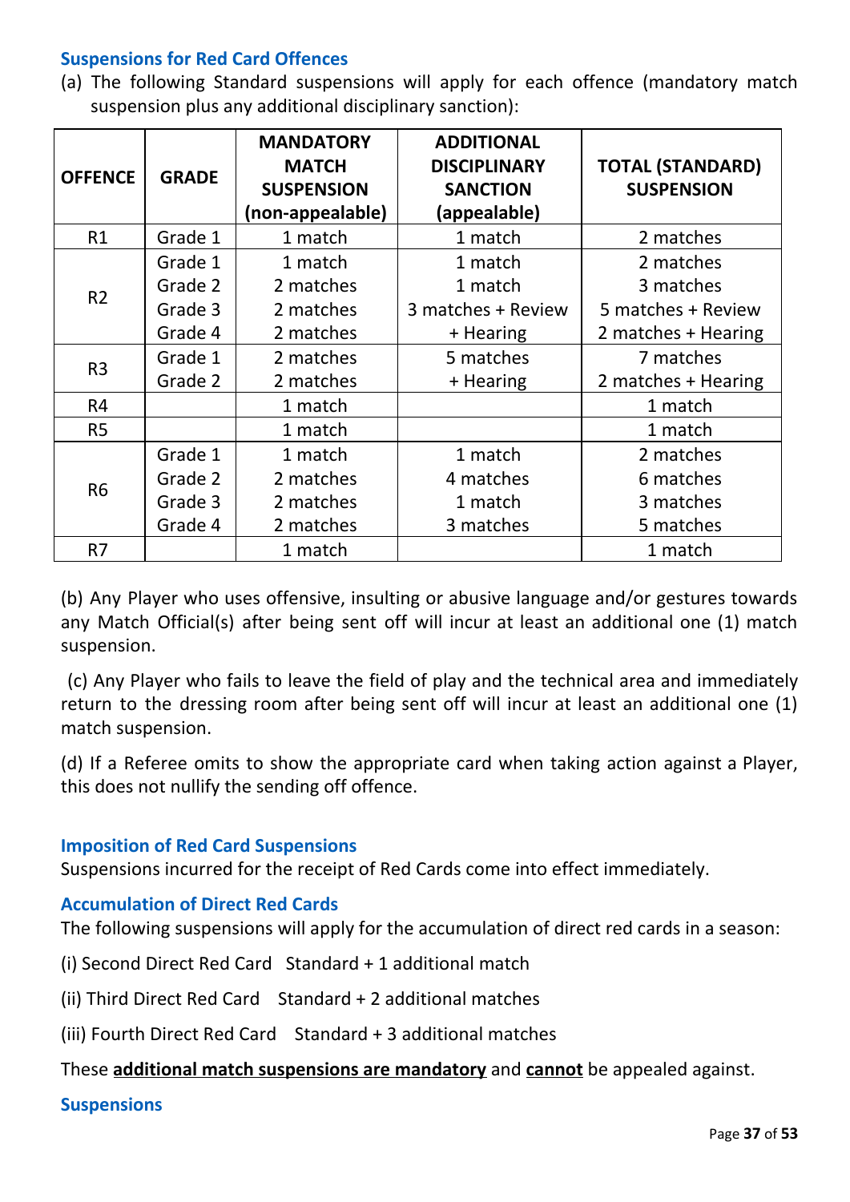### Suspensions for Red Card Offences

(a) The following Standard suspensions will apply for each offence (mandatory match suspension plus any additional disciplinary sanction):

| OFFENCE | GRADE | MANDATORY MATCH SUSPENSION (non-appealable) | ADDITIONAL DISCIPLINARY SANCTION (appealable) | TOTAL (STANDARD) SUSPENSION |
|---|---|---|---|---|
| R1 | Grade 1 | 1 match | 1 match | 2 matches |
| R2 | Grade 1 | 1 match | 1 match | 2 matches |
| | Grade 2 | 2 matches | 1 match | 3 matches |
| | Grade 3 | 2 matches | 3 matches + Review | 5 matches + Review |
| | Grade 4 | 2 matches | + Hearing | 2 matches + Hearing |
| R3 | Grade 1 | 2 matches | 5 matches | 7 matches |
| | Grade 2 | 2 matches | + Hearing | 2 matches + Hearing |
| R4 | | 1 match | | 1 match |
| R5 | | 1 match | | 1 match |
| R6 | Grade 1 | 1 match | 1 match | 2 matches |
| | Grade 2 | 2 matches | 4 matches | 6 matches |
| | Grade 3 | 2 matches | 1 match | 3 matches |
| | Grade 4 | 2 matches | 3 matches | 5 matches |
| R7 | | 1 match | | 1 match |

(b) Any Player who uses offensive, insulting or abusive language and/or gestures towards any Match Official(s) after being sent off will incur at least an additional one (1) match suspension.

(c) Any Player who fails to leave the field of play and the technical area and immediately return to the dressing room after being sent off will incur at least an additional one (1) match suspension.

(d) If a Referee omits to show the appropriate card when taking action against a Player, this does not nullify the sending off offence.

### Imposition of Red Card Suspensions

Suspensions incurred for the receipt of Red Cards come into effect immediately.

### Accumulation of Direct Red Cards

The following suspensions will apply for the accumulation of direct red cards in a season:

(i) Second Direct Red Card Standard + 1 additional match

(ii) Third Direct Red Card Standard + 2 additional matches

(iii) Fourth Direct Red Card Standard + 3 additional matches

These **additional match suspensions are mandatory** and **cannot** be appealed against.

### Suspensions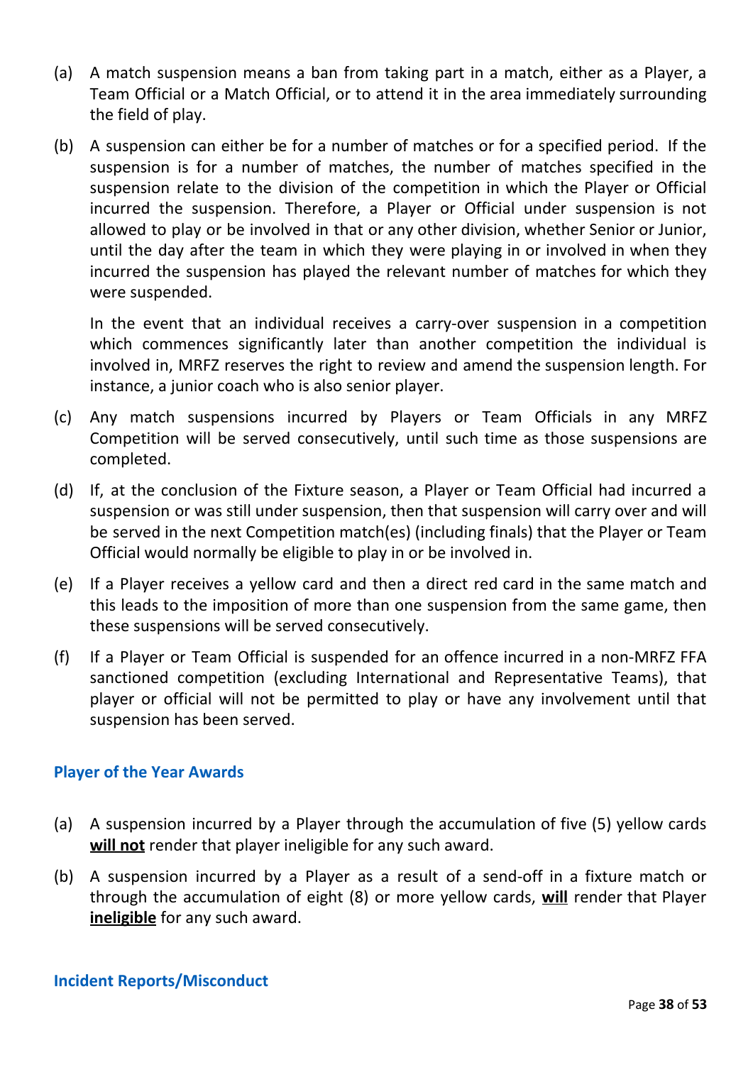(a) A match suspension means a ban from taking part in a match, either as a Player, a Team Official or a Match Official, or to attend it in the area immediately surrounding the field of play.

(b) A suspension can either be for a number of matches or for a specified period. If the suspension is for a number of matches, the number of matches specified in the suspension relate to the division of the competition in which the Player or Official incurred the suspension. Therefore, a Player or Official under suspension is not allowed to play or be involved in that or any other division, whether Senior or Junior, until the day after the team in which they were playing in or involved in when they incurred the suspension has played the relevant number of matches for which they were suspended.

In the event that an individual receives a carry-over suspension in a competition which commences significantly later than another competition the individual is involved in, MRFZ reserves the right to review and amend the suspension length. For instance, a junior coach who is also senior player.

(c) Any match suspensions incurred by Players or Team Officials in any MRFZ Competition will be served consecutively, until such time as those suspensions are completed.

(d) If, at the conclusion of the Fixture season, a Player or Team Official had incurred a suspension or was still under suspension, then that suspension will carry over and will be served in the next Competition match(es) (including finals) that the Player or Team Official would normally be eligible to play in or be involved in.

(e) If a Player receives a yellow card and then a direct red card in the same match and this leads to the imposition of more than one suspension from the same game, then these suspensions will be served consecutively.

(f) If a Player or Team Official is suspended for an offence incurred in a non-MRFZ FFA sanctioned competition (excluding International and Representative Teams), that player or official will not be permitted to play or have any involvement until that suspension has been served.

### Player of the Year Awards

(a) A suspension incurred by a Player through the accumulation of five (5) yellow cards **will not** render that player ineligible for any such award.

(b) A suspension incurred by a Player as a result of a send-off in a fixture match or through the accumulation of eight (8) or more yellow cards, **will** render that Player **ineligible** for any such award.

### Incident Reports/Misconduct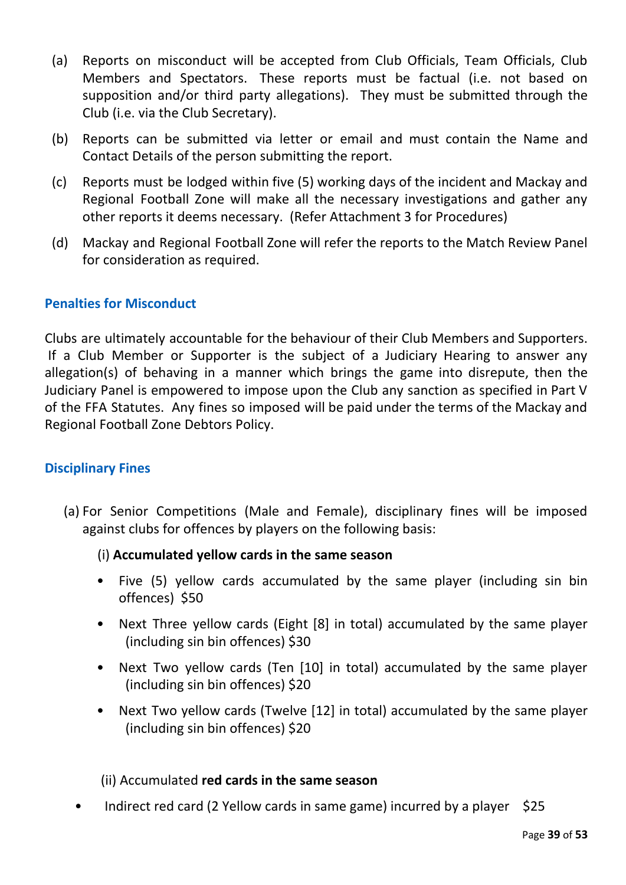(a) Reports on misconduct will be accepted from Club Officials, Team Officials, Club Members and Spectators. These reports must be factual (i.e. not based on supposition and/or third party allegations). They must be submitted through the Club (i.e. via the Club Secretary).

(b) Reports can be submitted via letter or email and must contain the Name and Contact Details of the person submitting the report.

(c) Reports must be lodged within five (5) working days of the incident and Mackay and Regional Football Zone will make all the necessary investigations and gather any other reports it deems necessary. (Refer Attachment 3 for Procedures)

(d) Mackay and Regional Football Zone will refer the reports to the Match Review Panel for consideration as required.

### Penalties for Misconduct

Clubs are ultimately accountable for the behaviour of their Club Members and Supporters. If a Club Member or Supporter is the subject of a Judiciary Hearing to answer any allegation(s) of behaving in a manner which brings the game into disrepute, then the Judiciary Panel is empowered to impose upon the Club any sanction as specified in Part V of the FFA Statutes. Any fines so imposed will be paid under the terms of the Mackay and Regional Football Zone Debtors Policy.

### Disciplinary Fines

(a) For Senior Competitions (Male and Female), disciplinary fines will be imposed against clubs for offences by players on the following basis:

(i) **Accumulated yellow cards in the same season**

- Five (5) yellow cards accumulated by the same player (including sin bin offences) $50
- Next Three yellow cards (Eight [8] in total) accumulated by the same player (including sin bin offences) $30
- Next Two yellow cards (Ten [10] in total) accumulated by the same player (including sin bin offences) $20
- Next Two yellow cards (Twelve [12] in total) accumulated by the same player (including sin bin offences) $20

(ii) Accumulated **red cards in the same season**

- Indirect red card (2 Yellow cards in same game) incurred by a player $25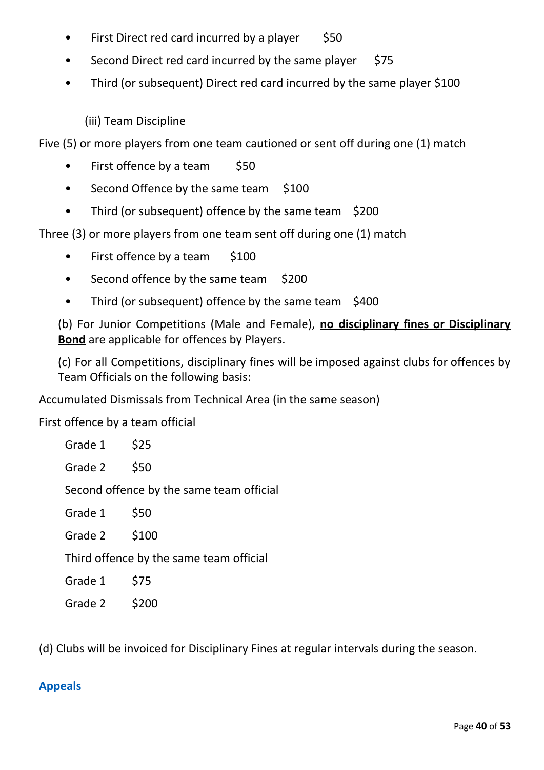- First Direct red card incurred by a player $50
- Second Direct red card incurred by the same player $75
- Third (or subsequent) Direct red card incurred by the same player $100

(iii) Team Discipline

Five (5) or more players from one team cautioned or sent off during one (1) match

- First offence by a team $50
- Second Offence by the same team $100
- Third (or subsequent) offence by the same team $200

Three (3) or more players from one team sent off during one (1) match

- First offence by a team $100
- Second offence by the same team $200
- Third (or subsequent) offence by the same team $400

(b) For Junior Competitions (Male and Female), **no disciplinary fines or Disciplinary Bond** are applicable for offences by Players.

(c) For all Competitions, disciplinary fines will be imposed against clubs for offences by Team Officials on the following basis:

Accumulated Dismissals from Technical Area (in the same season)

First offence by a team official

Grade 1 $25

Grade 2 $50

Second offence by the same team official

Grade 1 $50

Grade 2 $100

Third offence by the same team official

Grade 1 $75

Grade 2 $200

(d) Clubs will be invoiced for Disciplinary Fines at regular intervals during the season.

## Appeals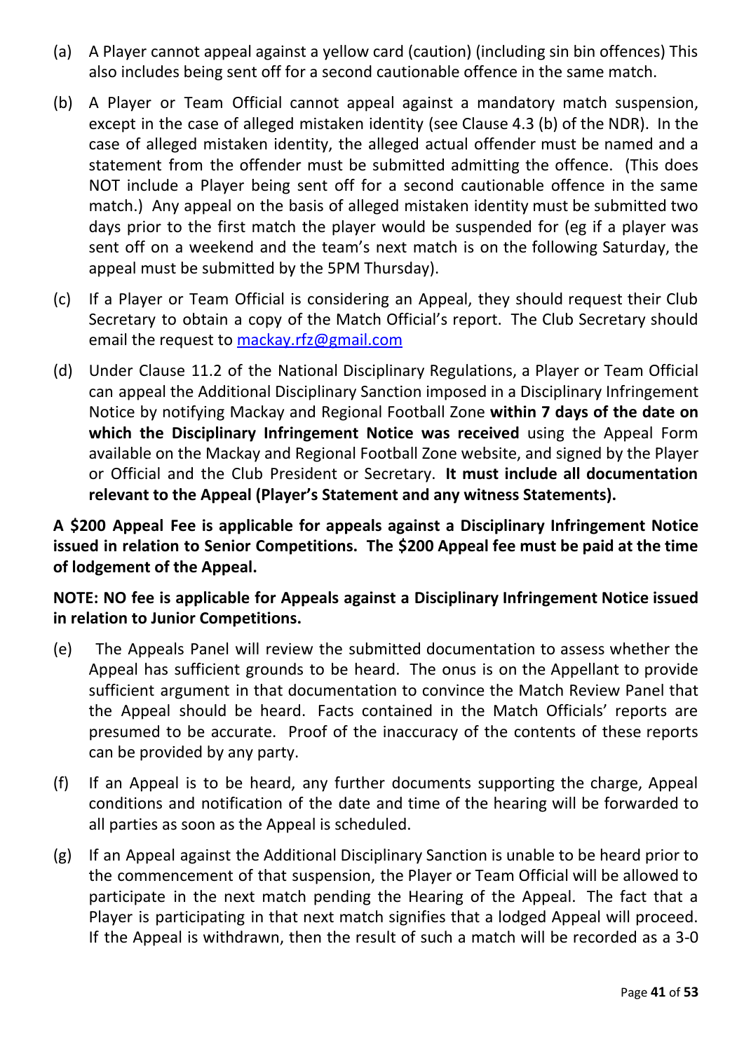(a) A Player cannot appeal against a yellow card (caution) (including sin bin offences) This also includes being sent off for a second cautionable offence in the same match.

(b) A Player or Team Official cannot appeal against a mandatory match suspension, except in the case of alleged mistaken identity (see Clause 4.3 (b) of the NDR). In the case of alleged mistaken identity, the alleged actual offender must be named and a statement from the offender must be submitted admitting the offence. (This does NOT include a Player being sent off for a second cautionable offence in the same match.) Any appeal on the basis of alleged mistaken identity must be submitted two days prior to the first match the player would be suspended for (eg if a player was sent off on a weekend and the team's next match is on the following Saturday, the appeal must be submitted by the 5PM Thursday).

(c) If a Player or Team Official is considering an Appeal, they should request their Club Secretary to obtain a copy of the Match Official's report. The Club Secretary should email the request to mackay.rfz@gmail.com

(d) Under Clause 11.2 of the National Disciplinary Regulations, a Player or Team Official can appeal the Additional Disciplinary Sanction imposed in a Disciplinary Infringement Notice by notifying Mackay and Regional Football Zone **within 7 days of the date on which the Disciplinary Infringement Notice was received** using the Appeal Form available on the Mackay and Regional Football Zone website, and signed by the Player or Official and the Club President or Secretary. **It must include all documentation relevant to the Appeal (Player's Statement and any witness Statements).**

**A $200 Appeal Fee is applicable for appeals against a Disciplinary Infringement Notice issued in relation to Senior Competitions. The $200 Appeal fee must be paid at the time of lodgement of the Appeal.**

**NOTE: NO fee is applicable for Appeals against a Disciplinary Infringement Notice issued in relation to Junior Competitions.**

(e) The Appeals Panel will review the submitted documentation to assess whether the Appeal has sufficient grounds to be heard. The onus is on the Appellant to provide sufficient argument in that documentation to convince the Match Review Panel that the Appeal should be heard. Facts contained in the Match Officials' reports are presumed to be accurate. Proof of the inaccuracy of the contents of these reports can be provided by any party.

(f) If an Appeal is to be heard, any further documents supporting the charge, Appeal conditions and notification of the date and time of the hearing will be forwarded to all parties as soon as the Appeal is scheduled.

(g) If an Appeal against the Additional Disciplinary Sanction is unable to be heard prior to the commencement of that suspension, the Player or Team Official will be allowed to participate in the next match pending the Hearing of the Appeal. The fact that a Player is participating in that next match signifies that a lodged Appeal will proceed. If the Appeal is withdrawn, then the result of such a match will be recorded as a 3-0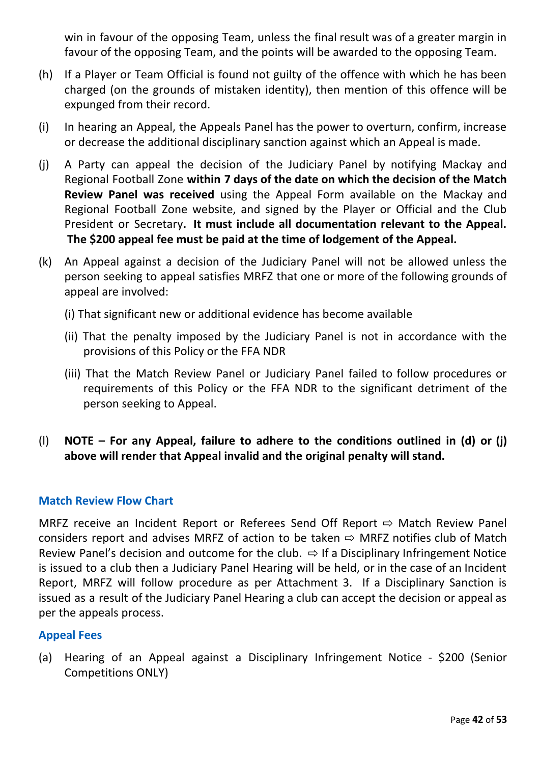win in favour of the opposing Team, unless the final result was of a greater margin in favour of the opposing Team, and the points will be awarded to the opposing Team.

(h) If a Player or Team Official is found not guilty of the offence with which he has been charged (on the grounds of mistaken identity), then mention of this offence will be expunged from their record.

(i) In hearing an Appeal, the Appeals Panel has the power to overturn, confirm, increase or decrease the additional disciplinary sanction against which an Appeal is made.

(j) A Party can appeal the decision of the Judiciary Panel by notifying Mackay and Regional Football Zone **within 7 days of the date on which the decision of the Match Review Panel was received** using the Appeal Form available on the Mackay and Regional Football Zone website, and signed by the Player or Official and the Club President or Secretary**. It must include all documentation relevant to the Appeal. The $200 appeal fee must be paid at the time of lodgement of the Appeal.**

(k) An Appeal against a decision of the Judiciary Panel will not be allowed unless the person seeking to appeal satisfies MRFZ that one or more of the following grounds of appeal are involved:

(i) That significant new or additional evidence has become available

(ii) That the penalty imposed by the Judiciary Panel is not in accordance with the provisions of this Policy or the FFA NDR

(iii) That the Match Review Panel or Judiciary Panel failed to follow procedures or requirements of this Policy or the FFA NDR to the significant detriment of the person seeking to Appeal.

(l) **NOTE – For any Appeal, failure to adhere to the conditions outlined in (d) or (j) above will render that Appeal invalid and the original penalty will stand.**

### Match Review Flow Chart

MRFZ receive an Incident Report or Referees Send Off Report ⇨ Match Review Panel considers report and advises MRFZ of action to be taken ⇨ MRFZ notifies club of Match Review Panel's decision and outcome for the club. ⇨ If a Disciplinary Infringement Notice is issued to a club then a Judiciary Panel Hearing will be held, or in the case of an Incident Report, MRFZ will follow procedure as per Attachment 3. If a Disciplinary Sanction is issued as a result of the Judiciary Panel Hearing a club can accept the decision or appeal as per the appeals process.

### Appeal Fees

(a) Hearing of an Appeal against a Disciplinary Infringement Notice - $200 (Senior Competitions ONLY)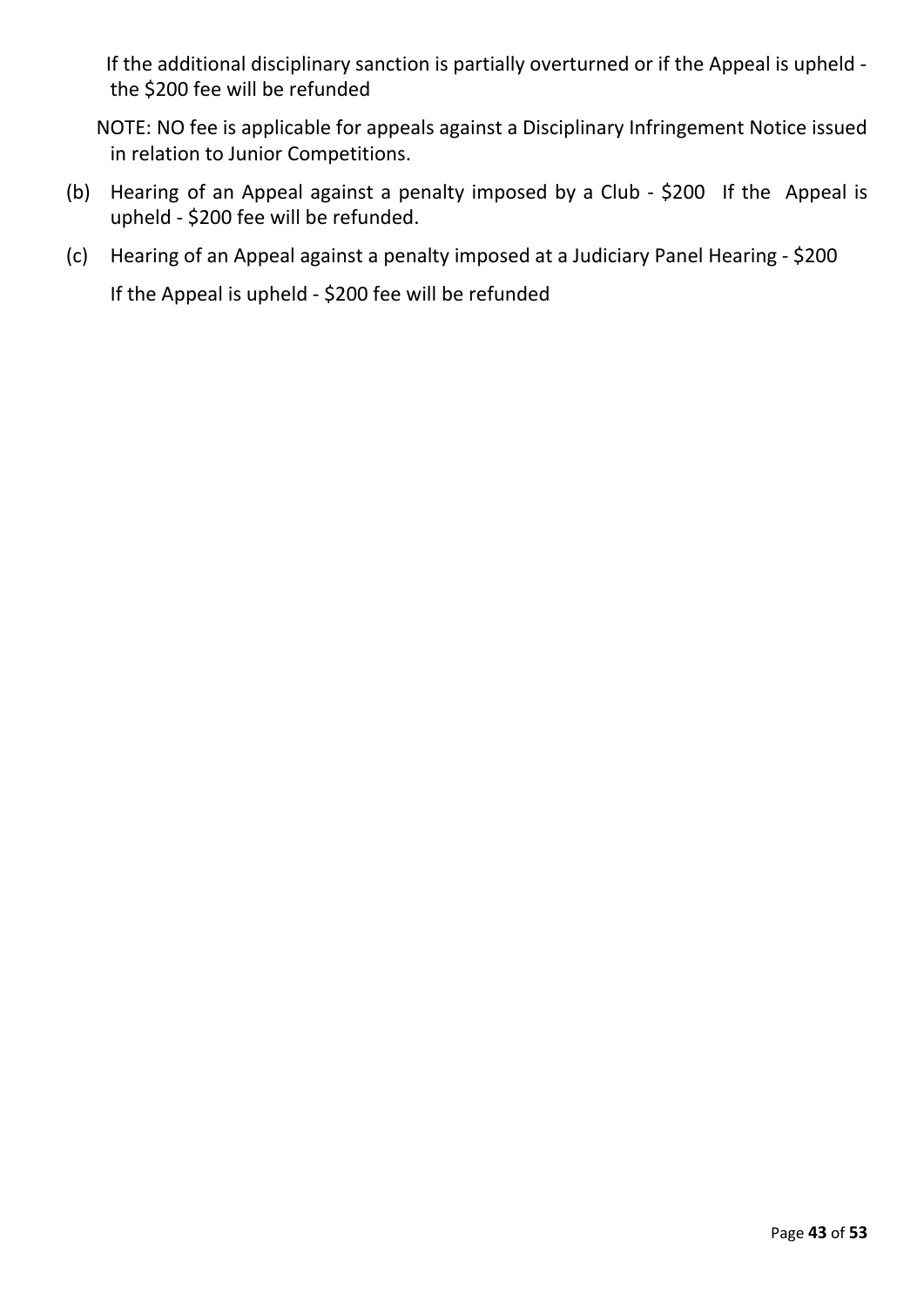If the additional disciplinary sanction is partially overturned or if the Appeal is upheld - the $200 fee will be refunded

NOTE: NO fee is applicable for appeals against a Disciplinary Infringement Notice issued in relation to Junior Competitions.

(b) Hearing of an Appeal against a penalty imposed by a Club - $200 If the Appeal is upheld - $200 fee will be refunded.

(c) Hearing of an Appeal against a penalty imposed at a Judiciary Panel Hearing - $200

If the Appeal is upheld - $200 fee will be refunded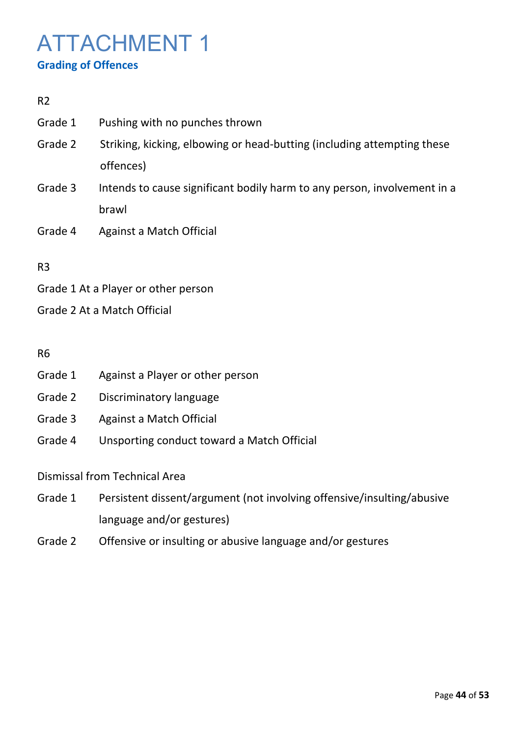# ATTACHMENT 1

## Grading of Offences

R2

Grade 1 Pushing with no punches thrown

Grade 2 Striking, kicking, elbowing or head-butting (including attempting these offences)

Grade 3 Intends to cause significant bodily harm to any person, involvement in a brawl

Grade 4 Against a Match Official

R3

Grade 1 At a Player or other person

Grade 2 At a Match Official

R6

Grade 1 Against a Player or other person

Grade 2 Discriminatory language

Grade 3 Against a Match Official

Grade 4 Unsporting conduct toward a Match Official

Dismissal from Technical Area

Grade 1 Persistent dissent/argument (not involving offensive/insulting/abusive language and/or gestures)

Grade 2 Offensive or insulting or abusive language and/or gestures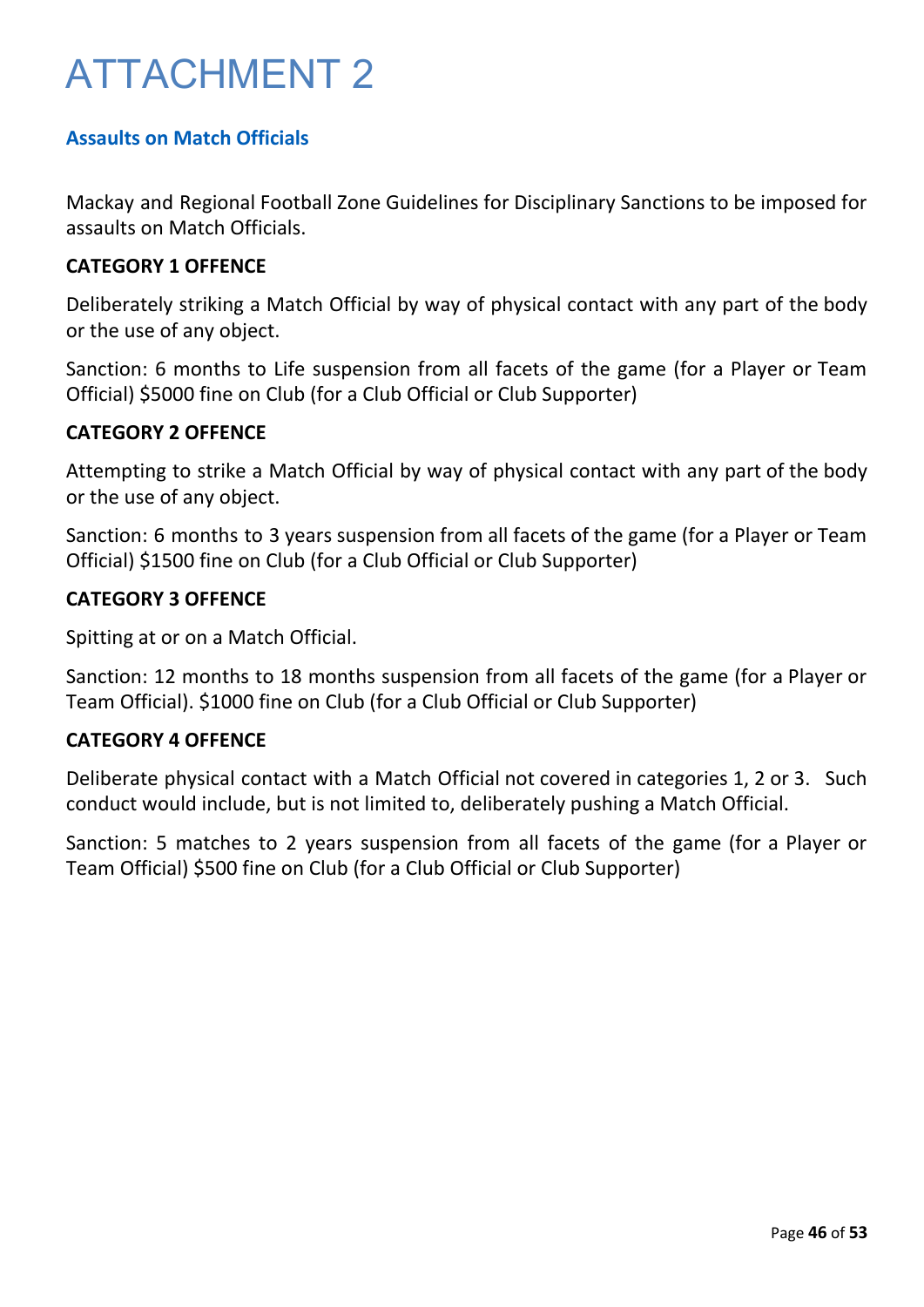# ATTACHMENT 2

## Assaults on Match Officials

Mackay and Regional Football Zone Guidelines for Disciplinary Sanctions to be imposed for assaults on Match Officials.

**CATEGORY 1 OFFENCE**

Deliberately striking a Match Official by way of physical contact with any part of the body or the use of any object.

Sanction: 6 months to Life suspension from all facets of the game (for a Player or Team Official) $5000 fine on Club (for a Club Official or Club Supporter)

**CATEGORY 2 OFFENCE**

Attempting to strike a Match Official by way of physical contact with any part of the body or the use of any object.

Sanction: 6 months to 3 years suspension from all facets of the game (for a Player or Team Official) $1500 fine on Club (for a Club Official or Club Supporter)

**CATEGORY 3 OFFENCE**

Spitting at or on a Match Official.

Sanction: 12 months to 18 months suspension from all facets of the game (for a Player or Team Official). $1000 fine on Club (for a Club Official or Club Supporter)

**CATEGORY 4 OFFENCE**

Deliberate physical contact with a Match Official not covered in categories 1, 2 or 3. Such conduct would include, but is not limited to, deliberately pushing a Match Official.

Sanction: 5 matches to 2 years suspension from all facets of the game (for a Player or Team Official) $500 fine on Club (for a Club Official or Club Supporter)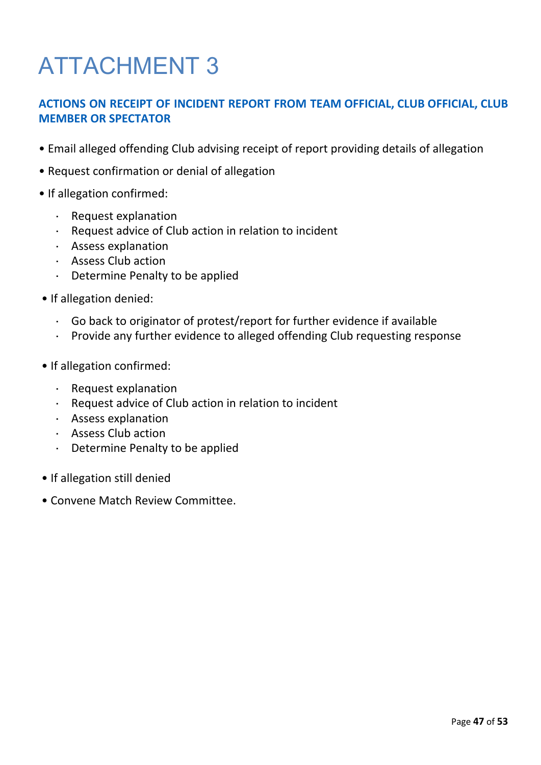# ATTACHMENT 3

## ACTIONS ON RECEIPT OF INCIDENT REPORT FROM TEAM OFFICIAL, CLUB OFFICIAL, CLUB MEMBER OR SPECTATOR

- Email alleged offending Club advising receipt of report providing details of allegation
- Request confirmation or denial of allegation
- If allegation confirmed:
  - Request explanation
  - Request advice of Club action in relation to incident
  - Assess explanation
  - Assess Club action
  - Determine Penalty to be applied
- If allegation denied:
  - Go back to originator of protest/report for further evidence if available
  - Provide any further evidence to alleged offending Club requesting response
- If allegation confirmed:
  - Request explanation
  - Request advice of Club action in relation to incident
  - Assess explanation
  - Assess Club action
  - Determine Penalty to be applied
- If allegation still denied
- Convene Match Review Committee.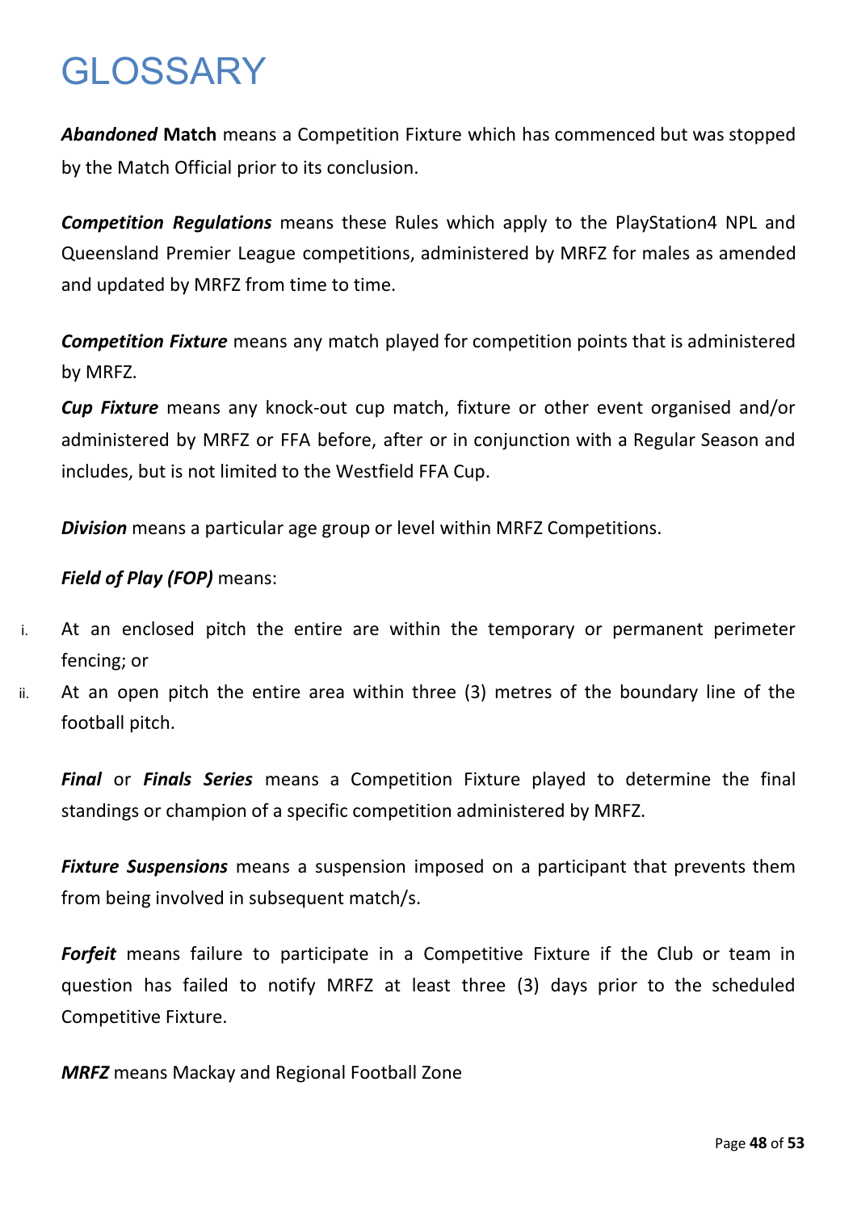# GLOSSARY

***Abandoned* Match** means a Competition Fixture which has commenced but was stopped by the Match Official prior to its conclusion.

***Competition Regulations*** means these Rules which apply to the PlayStation4 NPL and Queensland Premier League competitions, administered by MRFZ for males as amended and updated by MRFZ from time to time.

***Competition Fixture*** means any match played for competition points that is administered by MRFZ.

***Cup Fixture*** means any knock-out cup match, fixture or other event organised and/or administered by MRFZ or FFA before, after or in conjunction with a Regular Season and includes, but is not limited to the Westfield FFA Cup.

***Division*** means a particular age group or level within MRFZ Competitions.

***Field of Play (FOP)*** means:

i. At an enclosed pitch the entire are within the temporary or permanent perimeter fencing; or
ii. At an open pitch the entire area within three (3) metres of the boundary line of the football pitch.

***Final*** or ***Finals Series*** means a Competition Fixture played to determine the final standings or champion of a specific competition administered by MRFZ.

***Fixture Suspensions*** means a suspension imposed on a participant that prevents them from being involved in subsequent match/s.

***Forfeit*** means failure to participate in a Competitive Fixture if the Club or team in question has failed to notify MRFZ at least three (3) days prior to the scheduled Competitive Fixture.

***MRFZ*** means Mackay and Regional Football Zone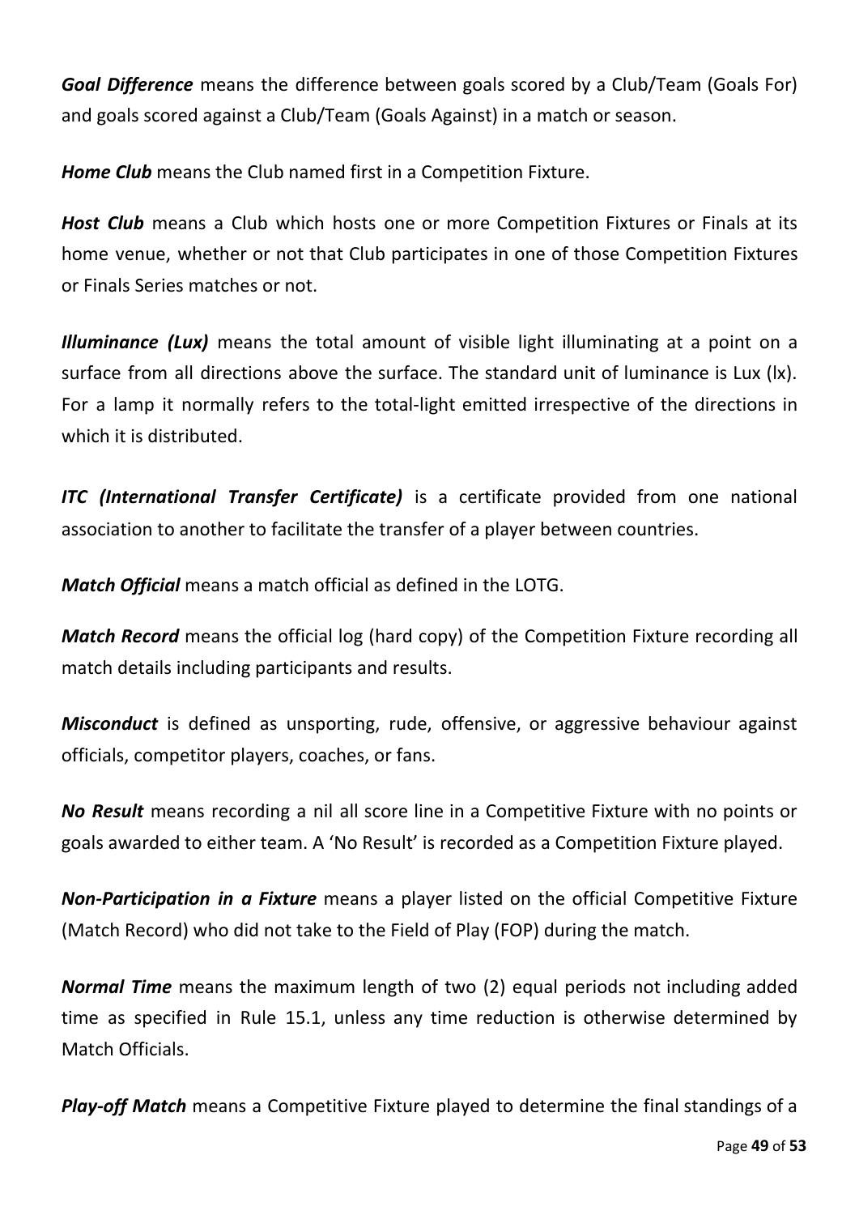***Goal Difference*** means the difference between goals scored by a Club/Team (Goals For) and goals scored against a Club/Team (Goals Against) in a match or season.

***Home Club*** means the Club named first in a Competition Fixture.

***Host Club*** means a Club which hosts one or more Competition Fixtures or Finals at its home venue, whether or not that Club participates in one of those Competition Fixtures or Finals Series matches or not.

***Illuminance (Lux)*** means the total amount of visible light illuminating at a point on a surface from all directions above the surface. The standard unit of luminance is Lux (lx). For a lamp it normally refers to the total-light emitted irrespective of the directions in which it is distributed.

***ITC (International Transfer Certificate)*** is a certificate provided from one national association to another to facilitate the transfer of a player between countries.

***Match Official*** means a match official as defined in the LOTG.

***Match Record*** means the official log (hard copy) of the Competition Fixture recording all match details including participants and results.

***Misconduct*** is defined as unsporting, rude, offensive, or aggressive behaviour against officials, competitor players, coaches, or fans.

***No Result*** means recording a nil all score line in a Competitive Fixture with no points or goals awarded to either team. A 'No Result' is recorded as a Competition Fixture played.

***Non-Participation in a Fixture*** means a player listed on the official Competitive Fixture (Match Record) who did not take to the Field of Play (FOP) during the match.

***Normal Time*** means the maximum length of two (2) equal periods not including added time as specified in Rule 15.1, unless any time reduction is otherwise determined by Match Officials.

***Play-off Match*** means a Competitive Fixture played to determine the final standings of a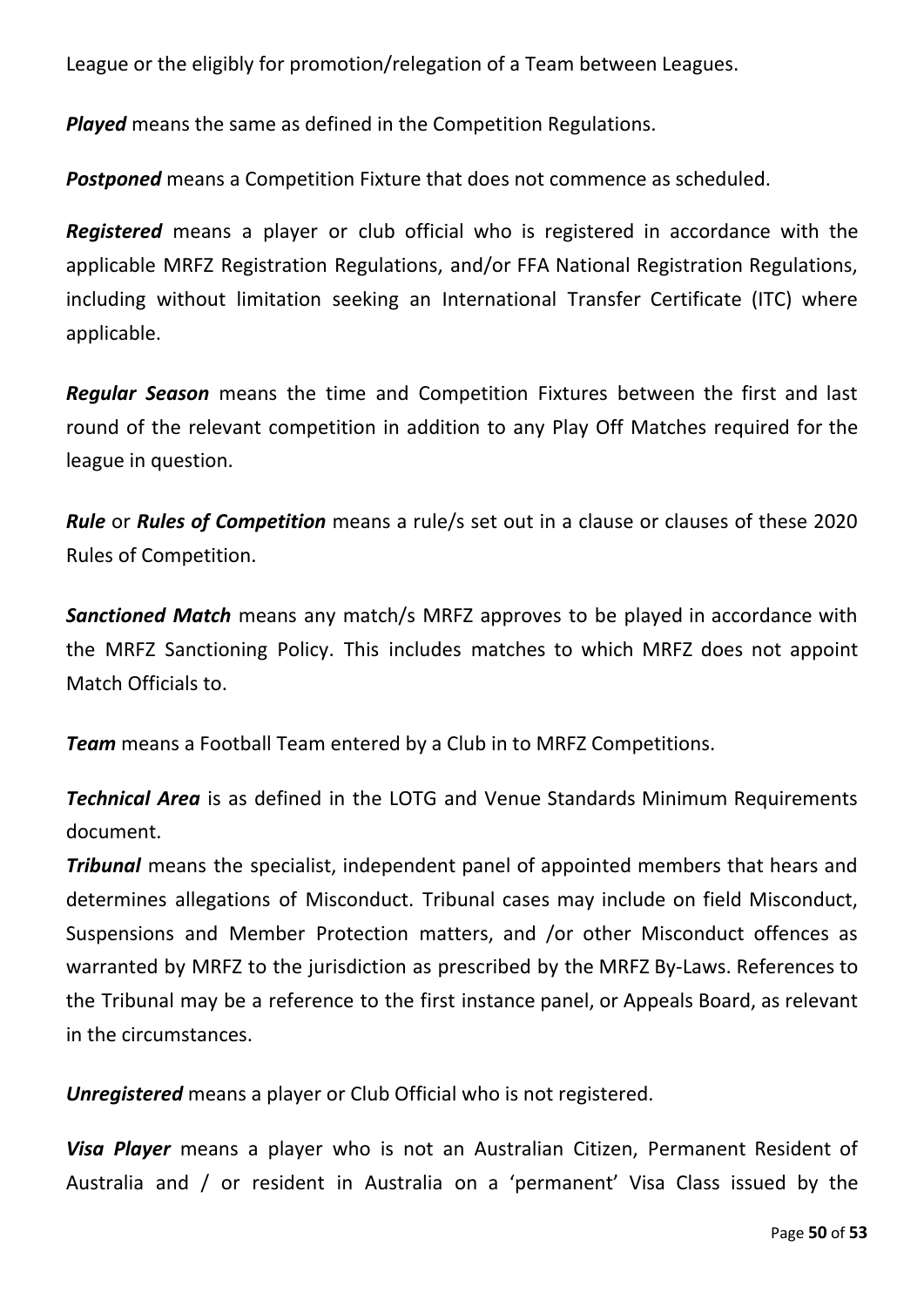League or the eligibly for promotion/relegation of a Team between Leagues.

***Played*** means the same as defined in the Competition Regulations.

***Postponed*** means a Competition Fixture that does not commence as scheduled.

***Registered*** means a player or club official who is registered in accordance with the applicable MRFZ Registration Regulations, and/or FFA National Registration Regulations, including without limitation seeking an International Transfer Certificate (ITC) where applicable.

***Regular Season*** means the time and Competition Fixtures between the first and last round of the relevant competition in addition to any Play Off Matches required for the league in question.

***Rule*** or ***Rules of Competition*** means a rule/s set out in a clause or clauses of these 2020 Rules of Competition.

***Sanctioned Match*** means any match/s MRFZ approves to be played in accordance with the MRFZ Sanctioning Policy. This includes matches to which MRFZ does not appoint Match Officials to.

***Team*** means a Football Team entered by a Club in to MRFZ Competitions.

***Technical Area*** is as defined in the LOTG and Venue Standards Minimum Requirements document.

***Tribunal*** means the specialist, independent panel of appointed members that hears and determines allegations of Misconduct. Tribunal cases may include on field Misconduct, Suspensions and Member Protection matters, and /or other Misconduct offences as warranted by MRFZ to the jurisdiction as prescribed by the MRFZ By-Laws. References to the Tribunal may be a reference to the first instance panel, or Appeals Board, as relevant in the circumstances.

***Unregistered*** means a player or Club Official who is not registered.

***Visa Player*** means a player who is not an Australian Citizen, Permanent Resident of Australia and / or resident in Australia on a 'permanent' Visa Class issued by the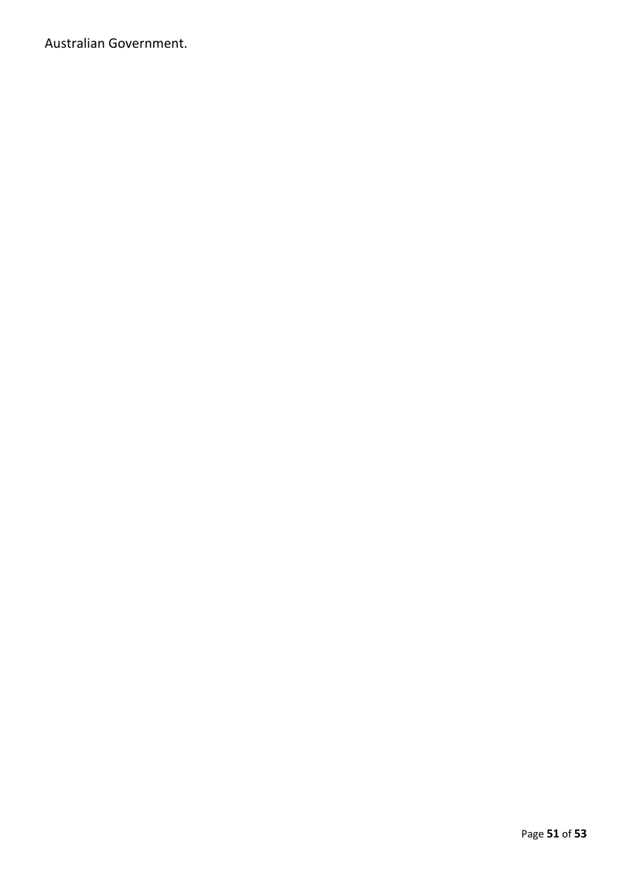Australian Government.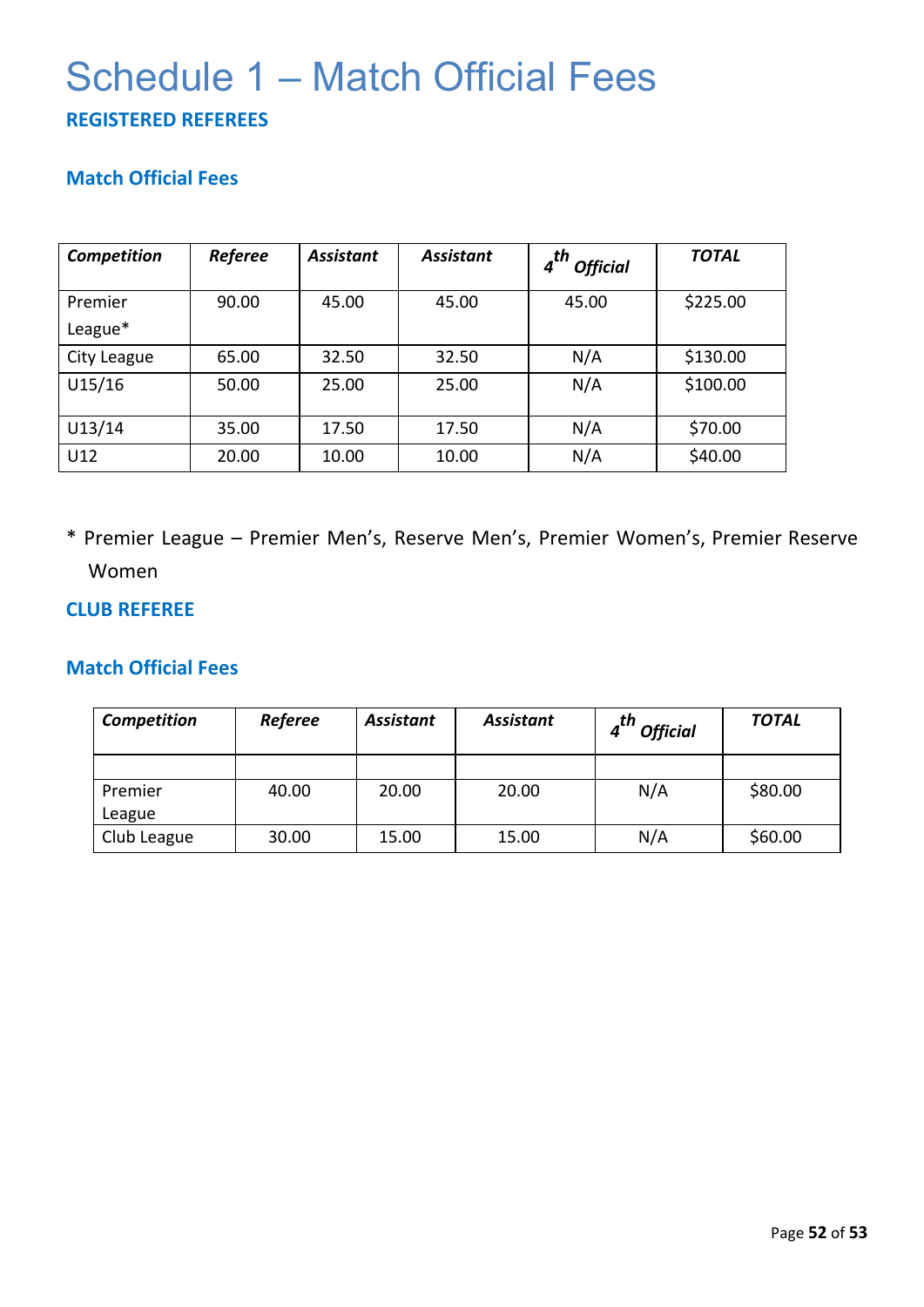# Schedule 1 – Match Official Fees

### REGISTERED REFEREES

### Match Official Fees

| *Competition* | *Referee* | *Assistant* | *Assistant* | *4th Official* | *TOTAL* |
|---|---|---|---|---|---|
| Premier League* | 90.00 | 45.00 | 45.00 | 45.00 | $225.00 |
| City League | 65.00 | 32.50 | 32.50 | N/A | $130.00 |
| U15/16 | 50.00 | 25.00 | 25.00 | N/A | $100.00 |
| U13/14 | 35.00 | 17.50 | 17.50 | N/A | $70.00 |
| U12 | 20.00 | 10.00 | 10.00 | N/A | $40.00 |

* Premier League – Premier Men's, Reserve Men's, Premier Women's, Premier Reserve Women

### CLUB REFEREE

### Match Official Fees

| *Competition* | *Referee* | *Assistant* | *Assistant* | *4th Official* | *TOTAL* |
|---|---|---|---|---|---|
| | | | | | |
| Premier League | 40.00 | 20.00 | 20.00 | N/A | $80.00 |
| Club League | 30.00 | 15.00 | 15.00 | N/A | $60.00 |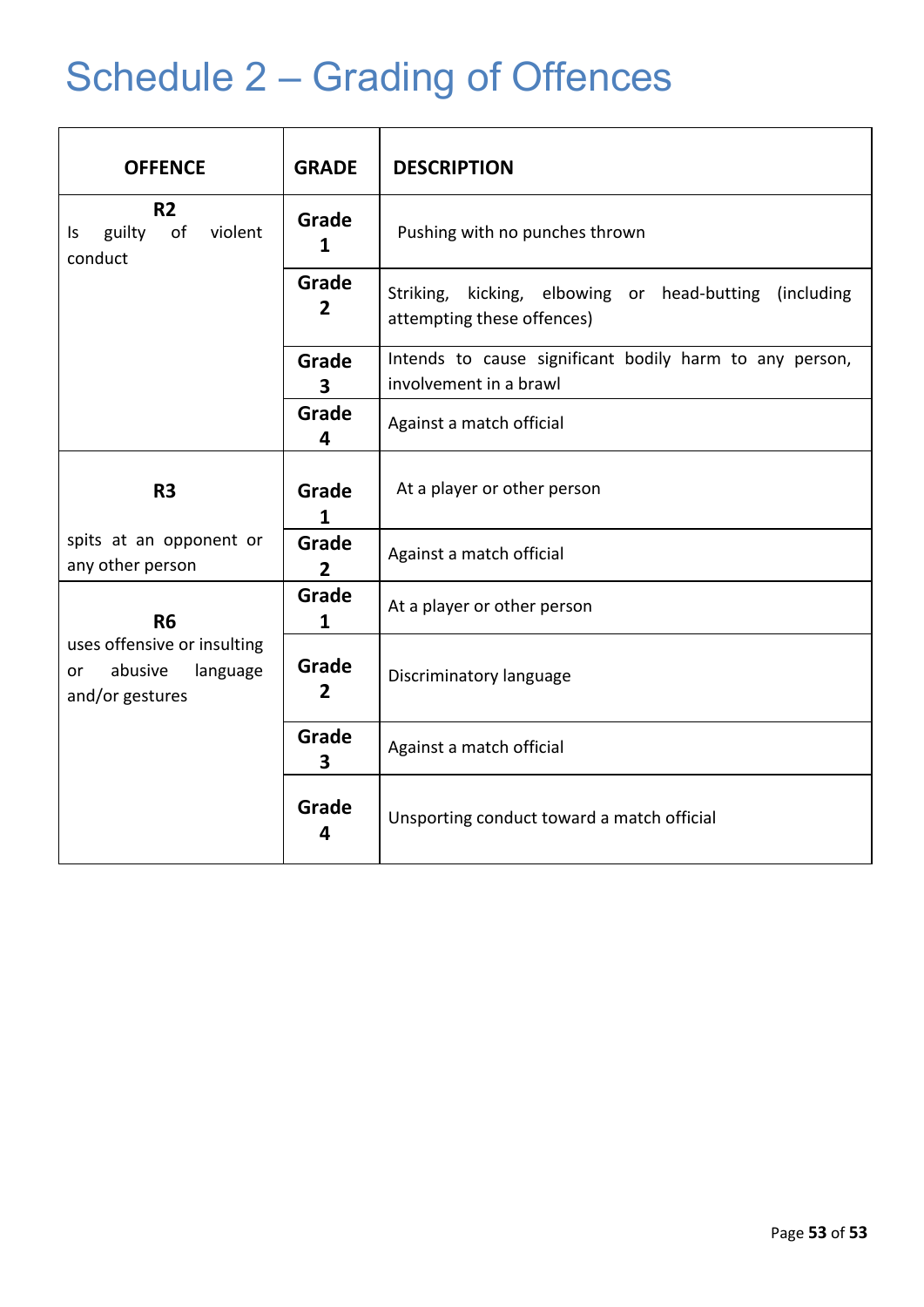# Schedule 2 – Grading of Offences

| OFFENCE | GRADE | DESCRIPTION |
|---|---|---|
| **R2** Is guilty of violent conduct | **Grade 1** | Pushing with no punches thrown |
| | **Grade 2** | Striking, kicking, elbowing or head-butting (including attempting these offences) |
| | **Grade 3** | Intends to cause significant bodily harm to any person, involvement in a brawl |
| | **Grade 4** | Against a match official |
| **R3** spits at an opponent or any other person | **Grade 1** | At a player or other person |
| | **Grade 2** | Against a match official |
| **R6** uses offensive or insulting or abusive language and/or gestures | **Grade 1** | At a player or other person |
| | **Grade 2** | Discriminatory language |
| | **Grade 3** | Against a match official |
| | **Grade 4** | Unsporting conduct toward a match official |